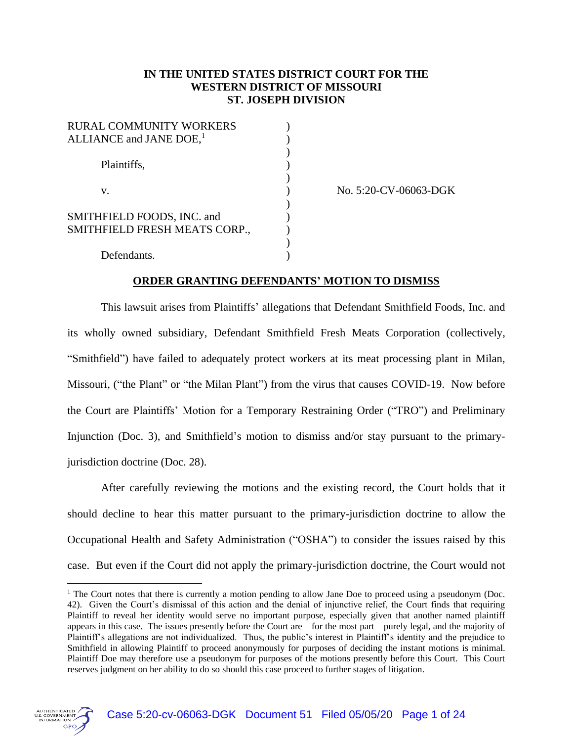**IN THE UNITED STATES DISTRICT COURT FOR THE WESTERN DISTRICT OF MISSOURI ST. JOSEPH DIVISION**

| | | |
|---|---|---|
| RURAL COMMUNITY WORKERS ALLIANCE and JANE DOE,[1] | ) | |
| | ) | |
| Plaintiffs, | ) | |
| | ) | |
| v. | ) | No. 5:20-CV-06063-DGK |
| | ) | |
| SMITHFIELD FOODS, INC. and SMITHFIELD FRESH MEATS CORP., | ) | |
| | ) | |
| Defendants. | ) | |

**ORDER GRANTING DEFENDANTS' MOTION TO DISMISS**

This lawsuit arises from Plaintiffs' allegations that Defendant Smithfield Foods, Inc. and its wholly owned subsidiary, Defendant Smithfield Fresh Meats Corporation (collectively, "Smithfield") have failed to adequately protect workers at its meat processing plant in Milan, Missouri, ("the Plant" or "the Milan Plant") from the virus that causes COVID-19. Now before the Court are Plaintiffs' Motion for a Temporary Restraining Order ("TRO") and Preliminary Injunction (Doc. 3), and Smithfield's motion to dismiss and/or stay pursuant to the primary-jurisdiction doctrine (Doc. 28).

After carefully reviewing the motions and the existing record, the Court holds that it should decline to hear this matter pursuant to the primary-jurisdiction doctrine to allow the Occupational Health and Safety Administration ("OSHA") to consider the issues raised by this case. But even if the Court did not apply the primary-jurisdiction doctrine, the Court would not

[1] The Court notes that there is currently a motion pending to allow Jane Doe to proceed using a pseudonym (Doc. 42). Given the Court's dismissal of this action and the denial of injunctive relief, the Court finds that requiring Plaintiff to reveal her identity would serve no important purpose, especially given that another named plaintiff appears in this case. The issues presently before the Court are—for the most part—purely legal, and the majority of Plaintiff's allegations are not individualized. Thus, the public's interest in Plaintiff's identity and the prejudice to Smithfield in allowing Plaintiff to proceed anonymously for purposes of deciding the instant motions is minimal. Plaintiff Doe may therefore use a pseudonym for purposes of the motions presently before this Court. This Court reserves judgment on her ability to do so should this case proceed to further stages of litigation.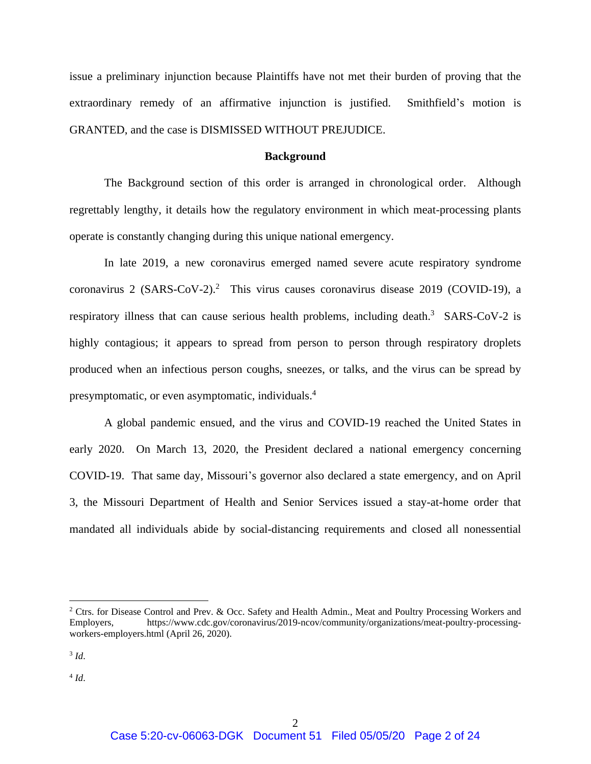issue a preliminary injunction because Plaintiffs have not met their burden of proving that the extraordinary remedy of an affirmative injunction is justified. Smithfield's motion is GRANTED, and the case is DISMISSED WITHOUT PREJUDICE.

**Background**

The Background section of this order is arranged in chronological order. Although regrettably lengthy, it details how the regulatory environment in which meat-processing plants operate is constantly changing during this unique national emergency.

In late 2019, a new coronavirus emerged named severe acute respiratory syndrome coronavirus 2 (SARS-CoV-2).[2] This virus causes coronavirus disease 2019 (COVID-19), a respiratory illness that can cause serious health problems, including death.[3] SARS-CoV-2 is highly contagious; it appears to spread from person to person through respiratory droplets produced when an infectious person coughs, sneezes, or talks, and the virus can be spread by presymptomatic, or even asymptomatic, individuals.[4]

A global pandemic ensued, and the virus and COVID-19 reached the United States in early 2020. On March 13, 2020, the President declared a national emergency concerning COVID-19. That same day, Missouri's governor also declared a state emergency, and on April 3, the Missouri Department of Health and Senior Services issued a stay-at-home order that mandated all individuals abide by social-distancing requirements and closed all nonessential

---

[2] Ctrs. for Disease Control and Prev. & Occ. Safety and Health Admin., Meat and Poultry Processing Workers and Employers, https://www.cdc.gov/coronavirus/2019-ncov/community/organizations/meat-poultry-processing-workers-employers.html (April 26, 2020).

[3] *Id*.

[4] *Id*.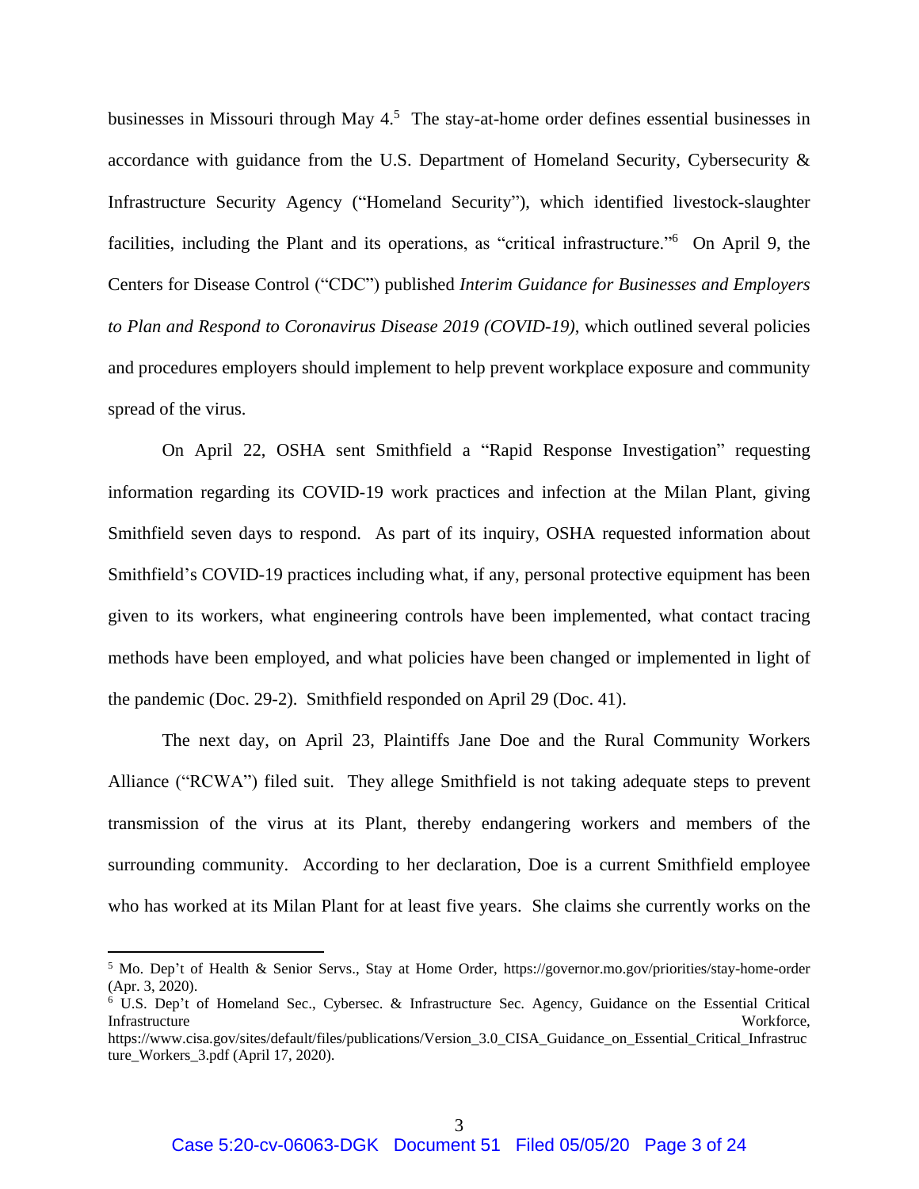businesses in Missouri through May 4.[5] The stay-at-home order defines essential businesses in accordance with guidance from the U.S. Department of Homeland Security, Cybersecurity & Infrastructure Security Agency ("Homeland Security"), which identified livestock-slaughter facilities, including the Plant and its operations, as "critical infrastructure."[6] On April 9, the Centers for Disease Control ("CDC") published *Interim Guidance for Businesses and Employers to Plan and Respond to Coronavirus Disease 2019 (COVID-19)*, which outlined several policies and procedures employers should implement to help prevent workplace exposure and community spread of the virus.

On April 22, OSHA sent Smithfield a "Rapid Response Investigation" requesting information regarding its COVID-19 work practices and infection at the Milan Plant, giving Smithfield seven days to respond. As part of its inquiry, OSHA requested information about Smithfield's COVID-19 practices including what, if any, personal protective equipment has been given to its workers, what engineering controls have been implemented, what contact tracing methods have been employed, and what policies have been changed or implemented in light of the pandemic (Doc. 29-2). Smithfield responded on April 29 (Doc. 41).

The next day, on April 23, Plaintiffs Jane Doe and the Rural Community Workers Alliance ("RCWA") filed suit. They allege Smithfield is not taking adequate steps to prevent transmission of the virus at its Plant, thereby endangering workers and members of the surrounding community. According to her declaration, Doe is a current Smithfield employee who has worked at its Milan Plant for at least five years. She claims she currently works on the

---

[5] Mo. Dep't of Health & Senior Servs., Stay at Home Order, https://governor.mo.gov/priorities/stay-home-order (Apr. 3, 2020).

[6] U.S. Dep't of Homeland Sec., Cybersec. & Infrastructure Sec. Agency, Guidance on the Essential Critical Infrastructure Workforce, https://www.cisa.gov/sites/default/files/publications/Version_3.0_CISA_Guidance_on_Essential_Critical_Infrastructure_Workers_3.pdf (April 17, 2020).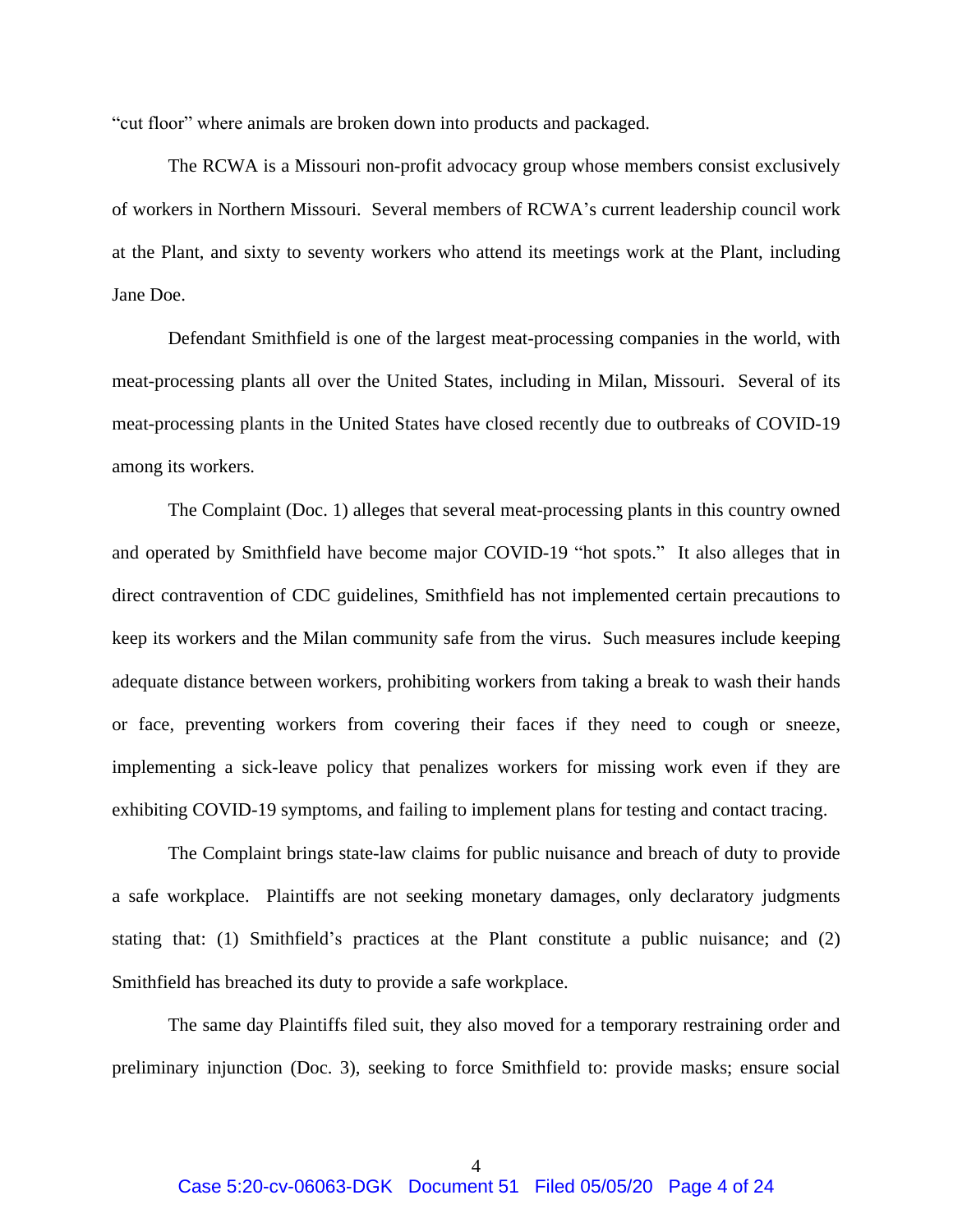"cut floor" where animals are broken down into products and packaged.

The RCWA is a Missouri non-profit advocacy group whose members consist exclusively of workers in Northern Missouri. Several members of RCWA's current leadership council work at the Plant, and sixty to seventy workers who attend its meetings work at the Plant, including Jane Doe.

Defendant Smithfield is one of the largest meat-processing companies in the world, with meat-processing plants all over the United States, including in Milan, Missouri. Several of its meat-processing plants in the United States have closed recently due to outbreaks of COVID-19 among its workers.

The Complaint (Doc. 1) alleges that several meat-processing plants in this country owned and operated by Smithfield have become major COVID-19 "hot spots." It also alleges that in direct contravention of CDC guidelines, Smithfield has not implemented certain precautions to keep its workers and the Milan community safe from the virus. Such measures include keeping adequate distance between workers, prohibiting workers from taking a break to wash their hands or face, preventing workers from covering their faces if they need to cough or sneeze, implementing a sick-leave policy that penalizes workers for missing work even if they are exhibiting COVID-19 symptoms, and failing to implement plans for testing and contact tracing.

The Complaint brings state-law claims for public nuisance and breach of duty to provide a safe workplace. Plaintiffs are not seeking monetary damages, only declaratory judgments stating that: (1) Smithfield's practices at the Plant constitute a public nuisance; and (2) Smithfield has breached its duty to provide a safe workplace.

The same day Plaintiffs filed suit, they also moved for a temporary restraining order and preliminary injunction (Doc. 3), seeking to force Smithfield to: provide masks; ensure social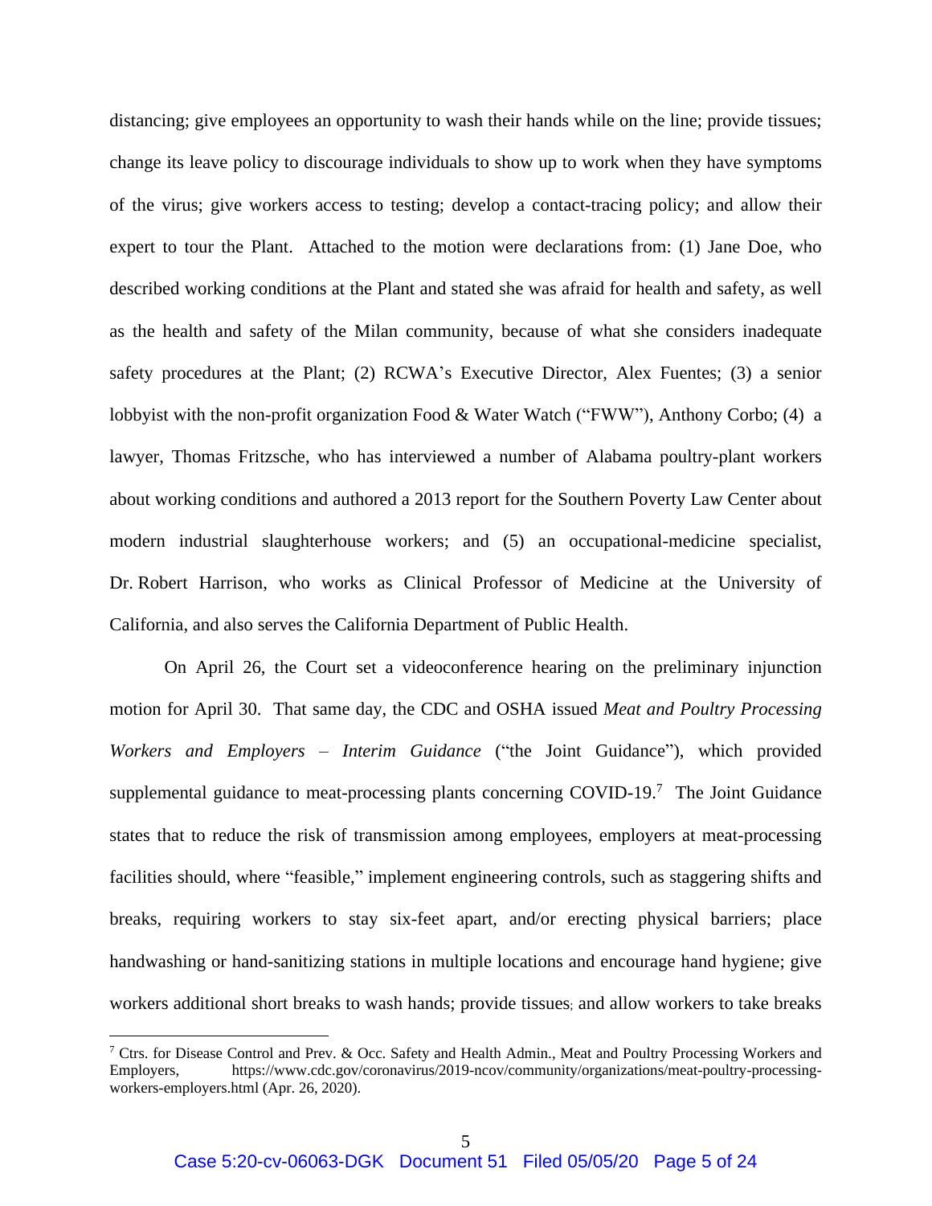distancing; give employees an opportunity to wash their hands while on the line; provide tissues; change its leave policy to discourage individuals to show up to work when they have symptoms of the virus; give workers access to testing; develop a contact-tracing policy; and allow their expert to tour the Plant. Attached to the motion were declarations from: (1) Jane Doe, who described working conditions at the Plant and stated she was afraid for health and safety, as well as the health and safety of the Milan community, because of what she considers inadequate safety procedures at the Plant; (2) RCWA's Executive Director, Alex Fuentes; (3) a senior lobbyist with the non-profit organization Food & Water Watch ("FWW"), Anthony Corbo; (4) a lawyer, Thomas Fritzsche, who has interviewed a number of Alabama poultry-plant workers about working conditions and authored a 2013 report for the Southern Poverty Law Center about modern industrial slaughterhouse workers; and (5) an occupational-medicine specialist, Dr. Robert Harrison, who works as Clinical Professor of Medicine at the University of California, and also serves the California Department of Public Health.

On April 26, the Court set a videoconference hearing on the preliminary injunction motion for April 30. That same day, the CDC and OSHA issued *Meat and Poultry Processing Workers and Employers – Interim Guidance* ("the Joint Guidance"), which provided supplemental guidance to meat-processing plants concerning COVID-19.[7] The Joint Guidance states that to reduce the risk of transmission among employees, employers at meat-processing facilities should, where "feasible," implement engineering controls, such as staggering shifts and breaks, requiring workers to stay six-feet apart, and/or erecting physical barriers; place handwashing or hand-sanitizing stations in multiple locations and encourage hand hygiene; give workers additional short breaks to wash hands; provide tissues; and allow workers to take breaks

[7] Ctrs. for Disease Control and Prev. & Occ. Safety and Health Admin., Meat and Poultry Processing Workers and Employers, https://www.cdc.gov/coronavirus/2019-ncov/community/organizations/meat-poultry-processing-workers-employers.html (Apr. 26, 2020).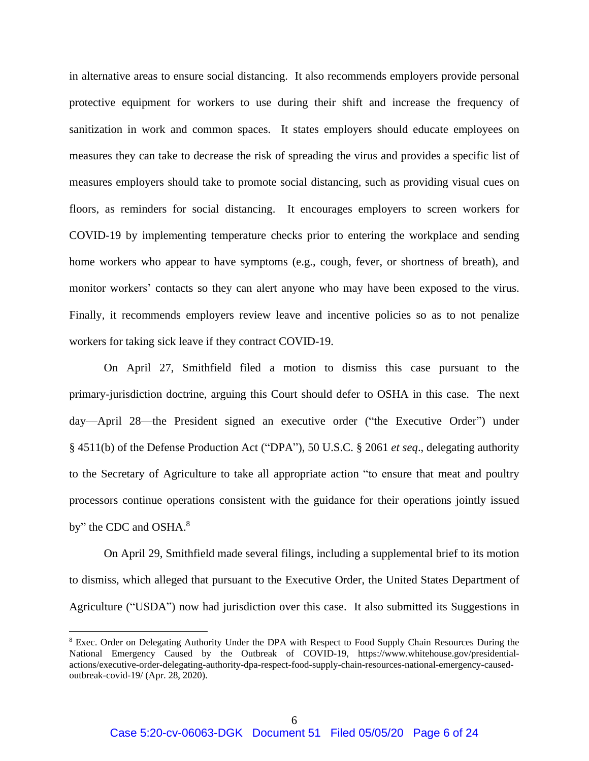in alternative areas to ensure social distancing. It also recommends employers provide personal protective equipment for workers to use during their shift and increase the frequency of sanitization in work and common spaces. It states employers should educate employees on measures they can take to decrease the risk of spreading the virus and provides a specific list of measures employers should take to promote social distancing, such as providing visual cues on floors, as reminders for social distancing. It encourages employers to screen workers for COVID-19 by implementing temperature checks prior to entering the workplace and sending home workers who appear to have symptoms (e.g., cough, fever, or shortness of breath), and monitor workers' contacts so they can alert anyone who may have been exposed to the virus. Finally, it recommends employers review leave and incentive policies so as to not penalize workers for taking sick leave if they contract COVID-19.

On April 27, Smithfield filed a motion to dismiss this case pursuant to the primary-jurisdiction doctrine, arguing this Court should defer to OSHA in this case. The next day—April 28—the President signed an executive order ("the Executive Order") under § 4511(b) of the Defense Production Act ("DPA"), 50 U.S.C. § 2061 *et seq*., delegating authority to the Secretary of Agriculture to take all appropriate action "to ensure that meat and poultry processors continue operations consistent with the guidance for their operations jointly issued by" the CDC and OSHA.[8]

On April 29, Smithfield made several filings, including a supplemental brief to its motion to dismiss, which alleged that pursuant to the Executive Order, the United States Department of Agriculture ("USDA") now had jurisdiction over this case. It also submitted its Suggestions in

---

[8] Exec. Order on Delegating Authority Under the DPA with Respect to Food Supply Chain Resources During the National Emergency Caused by the Outbreak of COVID-19, https://www.whitehouse.gov/presidential-actions/executive-order-delegating-authority-dpa-respect-food-supply-chain-resources-national-emergency-caused-outbreak-covid-19/ (Apr. 28, 2020).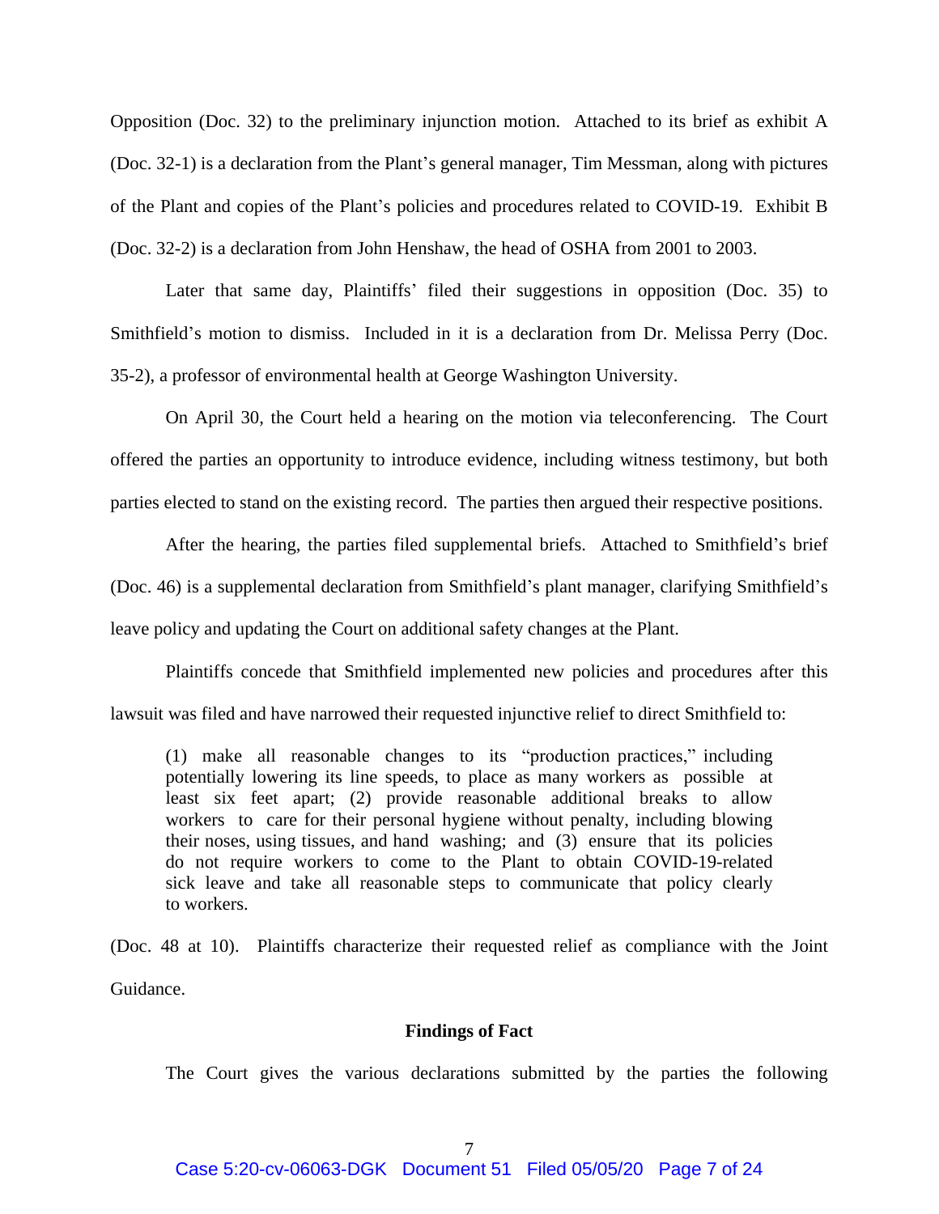Opposition (Doc. 32) to the preliminary injunction motion. Attached to its brief as exhibit A (Doc. 32-1) is a declaration from the Plant's general manager, Tim Messman, along with pictures of the Plant and copies of the Plant's policies and procedures related to COVID-19. Exhibit B (Doc. 32-2) is a declaration from John Henshaw, the head of OSHA from 2001 to 2003.

Later that same day, Plaintiffs' filed their suggestions in opposition (Doc. 35) to Smithfield's motion to dismiss. Included in it is a declaration from Dr. Melissa Perry (Doc. 35-2), a professor of environmental health at George Washington University.

On April 30, the Court held a hearing on the motion via teleconferencing. The Court offered the parties an opportunity to introduce evidence, including witness testimony, but both parties elected to stand on the existing record. The parties then argued their respective positions.

After the hearing, the parties filed supplemental briefs. Attached to Smithfield's brief (Doc. 46) is a supplemental declaration from Smithfield's plant manager, clarifying Smithfield's leave policy and updating the Court on additional safety changes at the Plant.

Plaintiffs concede that Smithfield implemented new policies and procedures after this lawsuit was filed and have narrowed their requested injunctive relief to direct Smithfield to:

> (1) make all reasonable changes to its "production practices," including potentially lowering its line speeds, to place as many workers as possible at least six feet apart; (2) provide reasonable additional breaks to allow workers to care for their personal hygiene without penalty, including blowing their noses, using tissues, and hand washing; and (3) ensure that its policies do not require workers to come to the Plant to obtain COVID-19-related sick leave and take all reasonable steps to communicate that policy clearly to workers.

(Doc. 48 at 10). Plaintiffs characterize their requested relief as compliance with the Joint Guidance.

## Findings of Fact

The Court gives the various declarations submitted by the parties the following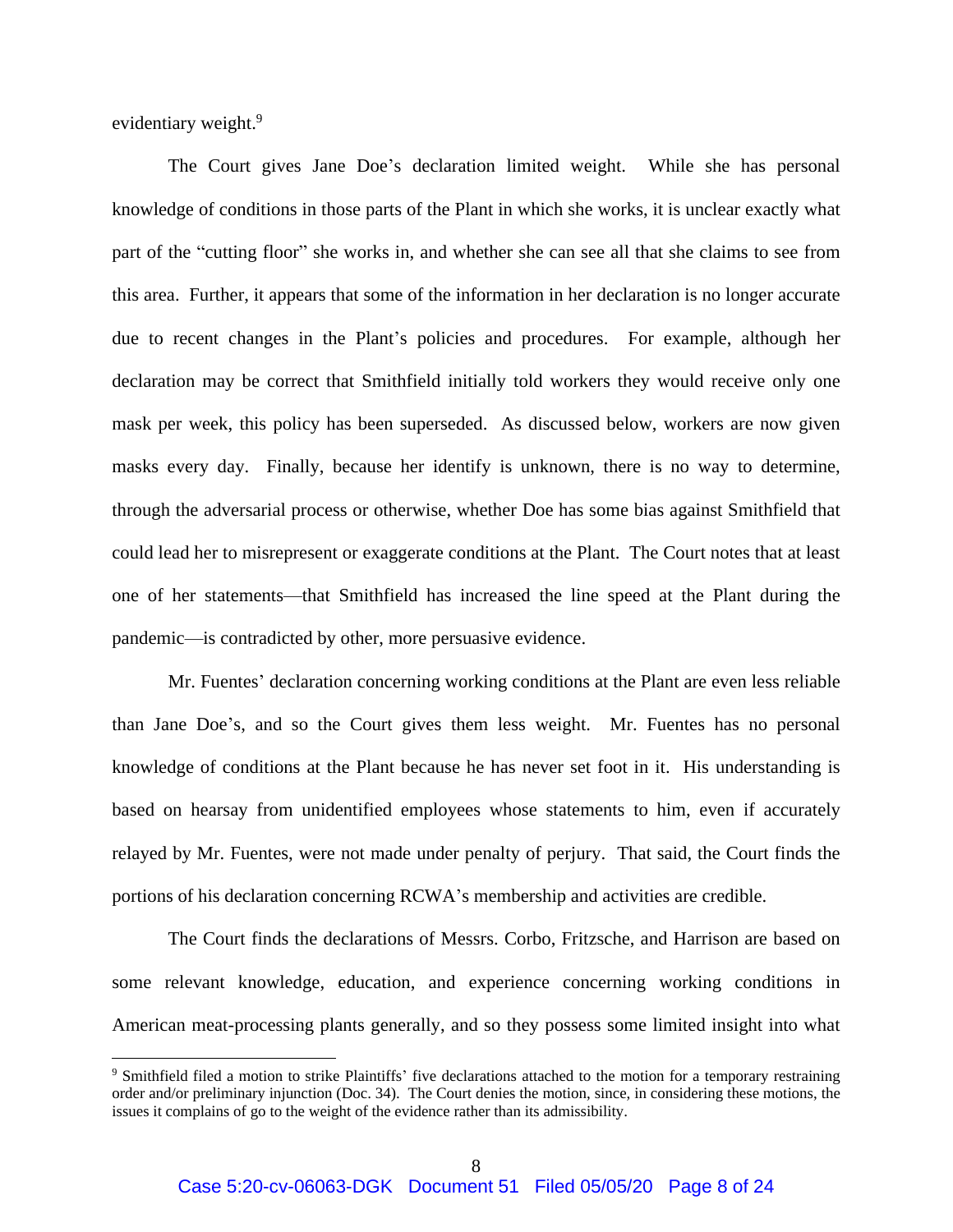evidentiary weight.[9]

The Court gives Jane Doe's declaration limited weight. While she has personal knowledge of conditions in those parts of the Plant in which she works, it is unclear exactly what part of the "cutting floor" she works in, and whether she can see all that she claims to see from this area. Further, it appears that some of the information in her declaration is no longer accurate due to recent changes in the Plant's policies and procedures. For example, although her declaration may be correct that Smithfield initially told workers they would receive only one mask per week, this policy has been superseded. As discussed below, workers are now given masks every day. Finally, because her identify is unknown, there is no way to determine, through the adversarial process or otherwise, whether Doe has some bias against Smithfield that could lead her to misrepresent or exaggerate conditions at the Plant. The Court notes that at least one of her statements—that Smithfield has increased the line speed at the Plant during the pandemic—is contradicted by other, more persuasive evidence.

Mr. Fuentes' declaration concerning working conditions at the Plant are even less reliable than Jane Doe's, and so the Court gives them less weight. Mr. Fuentes has no personal knowledge of conditions at the Plant because he has never set foot in it. His understanding is based on hearsay from unidentified employees whose statements to him, even if accurately relayed by Mr. Fuentes, were not made under penalty of perjury. That said, the Court finds the portions of his declaration concerning RCWA's membership and activities are credible.

The Court finds the declarations of Messrs. Corbo, Fritzsche, and Harrison are based on some relevant knowledge, education, and experience concerning working conditions in American meat-processing plants generally, and so they possess some limited insight into what

---

[9] Smithfield filed a motion to strike Plaintiffs' five declarations attached to the motion for a temporary restraining order and/or preliminary injunction (Doc. 34). The Court denies the motion, since, in considering these motions, the issues it complains of go to the weight of the evidence rather than its admissibility.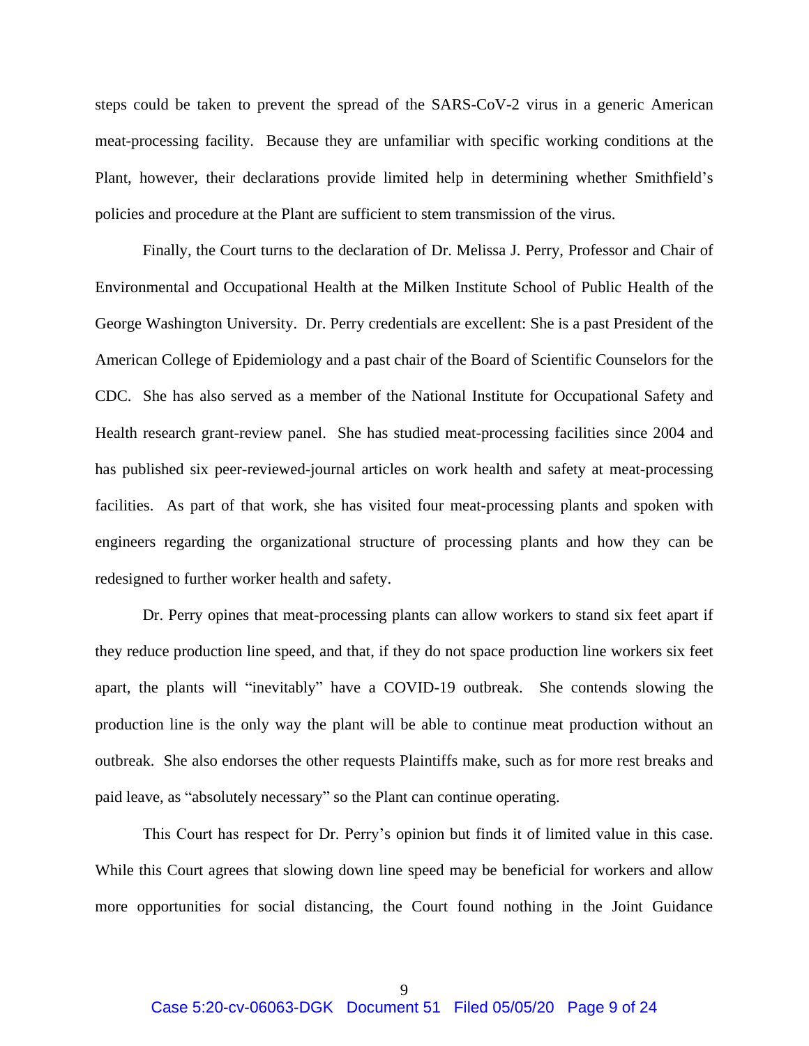steps could be taken to prevent the spread of the SARS-CoV-2 virus in a generic American meat-processing facility. Because they are unfamiliar with specific working conditions at the Plant, however, their declarations provide limited help in determining whether Smithfield's policies and procedure at the Plant are sufficient to stem transmission of the virus.

Finally, the Court turns to the declaration of Dr. Melissa J. Perry, Professor and Chair of Environmental and Occupational Health at the Milken Institute School of Public Health of the George Washington University. Dr. Perry credentials are excellent: She is a past President of the American College of Epidemiology and a past chair of the Board of Scientific Counselors for the CDC. She has also served as a member of the National Institute for Occupational Safety and Health research grant-review panel. She has studied meat-processing facilities since 2004 and has published six peer-reviewed-journal articles on work health and safety at meat-processing facilities. As part of that work, she has visited four meat-processing plants and spoken with engineers regarding the organizational structure of processing plants and how they can be redesigned to further worker health and safety.

Dr. Perry opines that meat-processing plants can allow workers to stand six feet apart if they reduce production line speed, and that, if they do not space production line workers six feet apart, the plants will "inevitably" have a COVID-19 outbreak. She contends slowing the production line is the only way the plant will be able to continue meat production without an outbreak. She also endorses the other requests Plaintiffs make, such as for more rest breaks and paid leave, as "absolutely necessary" so the Plant can continue operating.

This Court has respect for Dr. Perry's opinion but finds it of limited value in this case. While this Court agrees that slowing down line speed may be beneficial for workers and allow more opportunities for social distancing, the Court found nothing in the Joint Guidance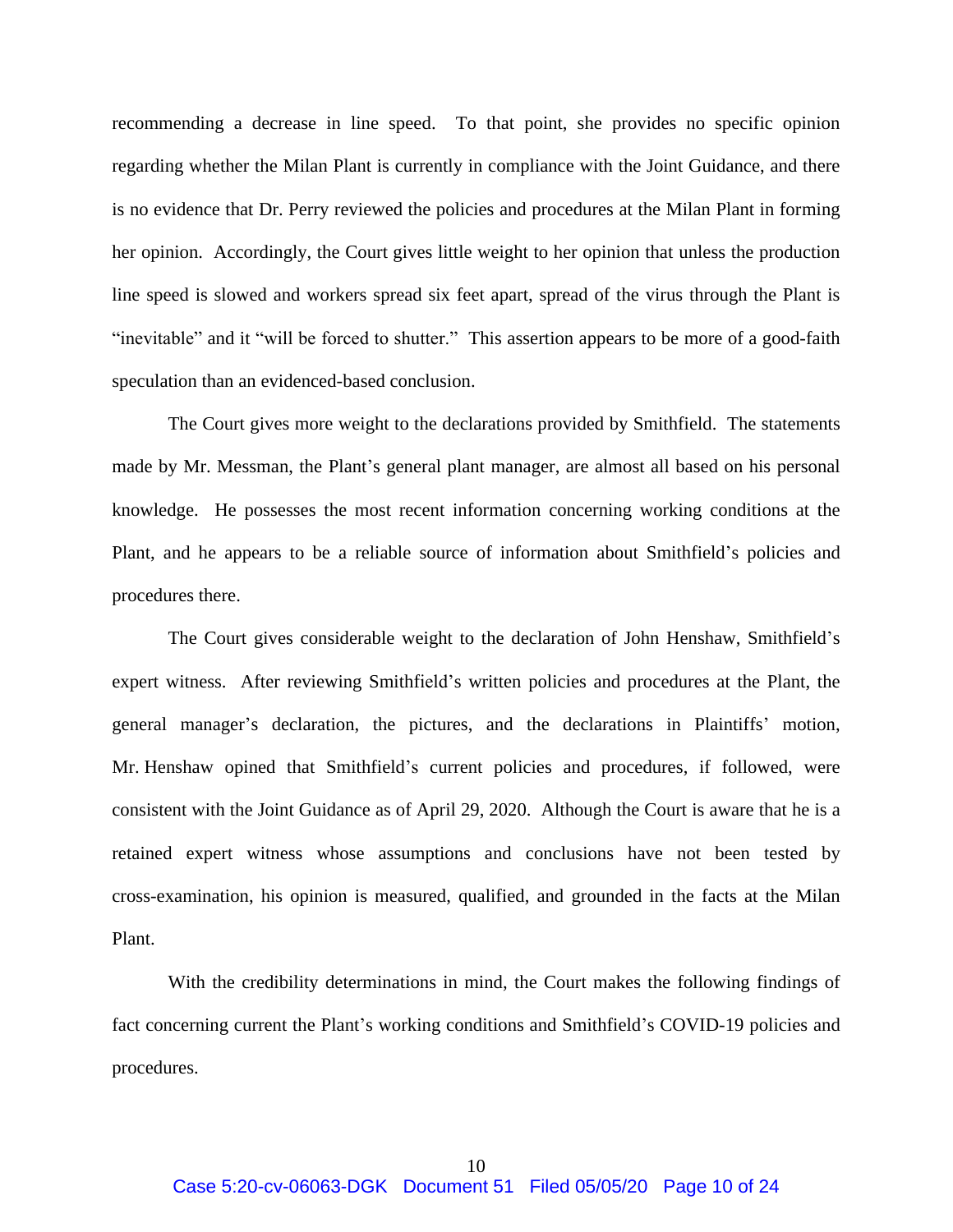recommending a decrease in line speed. To that point, she provides no specific opinion regarding whether the Milan Plant is currently in compliance with the Joint Guidance, and there is no evidence that Dr. Perry reviewed the policies and procedures at the Milan Plant in forming her opinion. Accordingly, the Court gives little weight to her opinion that unless the production line speed is slowed and workers spread six feet apart, spread of the virus through the Plant is "inevitable" and it "will be forced to shutter." This assertion appears to be more of a good-faith speculation than an evidenced-based conclusion.

The Court gives more weight to the declarations provided by Smithfield. The statements made by Mr. Messman, the Plant's general plant manager, are almost all based on his personal knowledge. He possesses the most recent information concerning working conditions at the Plant, and he appears to be a reliable source of information about Smithfield's policies and procedures there.

The Court gives considerable weight to the declaration of John Henshaw, Smithfield's expert witness. After reviewing Smithfield's written policies and procedures at the Plant, the general manager's declaration, the pictures, and the declarations in Plaintiffs' motion, Mr. Henshaw opined that Smithfield's current policies and procedures, if followed, were consistent with the Joint Guidance as of April 29, 2020. Although the Court is aware that he is a retained expert witness whose assumptions and conclusions have not been tested by cross-examination, his opinion is measured, qualified, and grounded in the facts at the Milan Plant.

With the credibility determinations in mind, the Court makes the following findings of fact concerning current the Plant's working conditions and Smithfield's COVID-19 policies and procedures.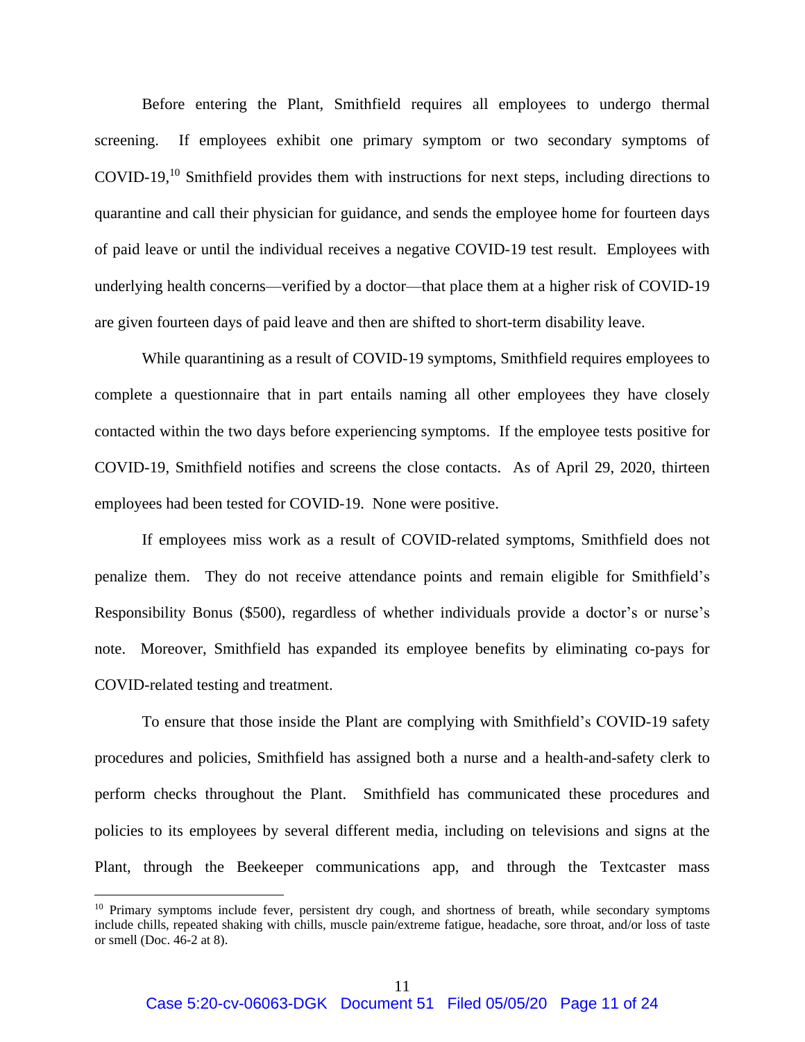Before entering the Plant, Smithfield requires all employees to undergo thermal screening. If employees exhibit one primary symptom or two secondary symptoms of COVID-19,[10] Smithfield provides them with instructions for next steps, including directions to quarantine and call their physician for guidance, and sends the employee home for fourteen days of paid leave or until the individual receives a negative COVID-19 test result. Employees with underlying health concerns—verified by a doctor—that place them at a higher risk of COVID-19 are given fourteen days of paid leave and then are shifted to short-term disability leave.

While quarantining as a result of COVID-19 symptoms, Smithfield requires employees to complete a questionnaire that in part entails naming all other employees they have closely contacted within the two days before experiencing symptoms. If the employee tests positive for COVID-19, Smithfield notifies and screens the close contacts. As of April 29, 2020, thirteen employees had been tested for COVID-19. None were positive.

If employees miss work as a result of COVID-related symptoms, Smithfield does not penalize them. They do not receive attendance points and remain eligible for Smithfield's Responsibility Bonus ($500), regardless of whether individuals provide a doctor's or nurse's note. Moreover, Smithfield has expanded its employee benefits by eliminating co-pays for COVID-related testing and treatment.

To ensure that those inside the Plant are complying with Smithfield's COVID-19 safety procedures and policies, Smithfield has assigned both a nurse and a health-and-safety clerk to perform checks throughout the Plant. Smithfield has communicated these procedures and policies to its employees by several different media, including on televisions and signs at the Plant, through the Beekeeper communications app, and through the Textcaster mass

---

[10] Primary symptoms include fever, persistent dry cough, and shortness of breath, while secondary symptoms include chills, repeated shaking with chills, muscle pain/extreme fatigue, headache, sore throat, and/or loss of taste or smell (Doc. 46-2 at 8).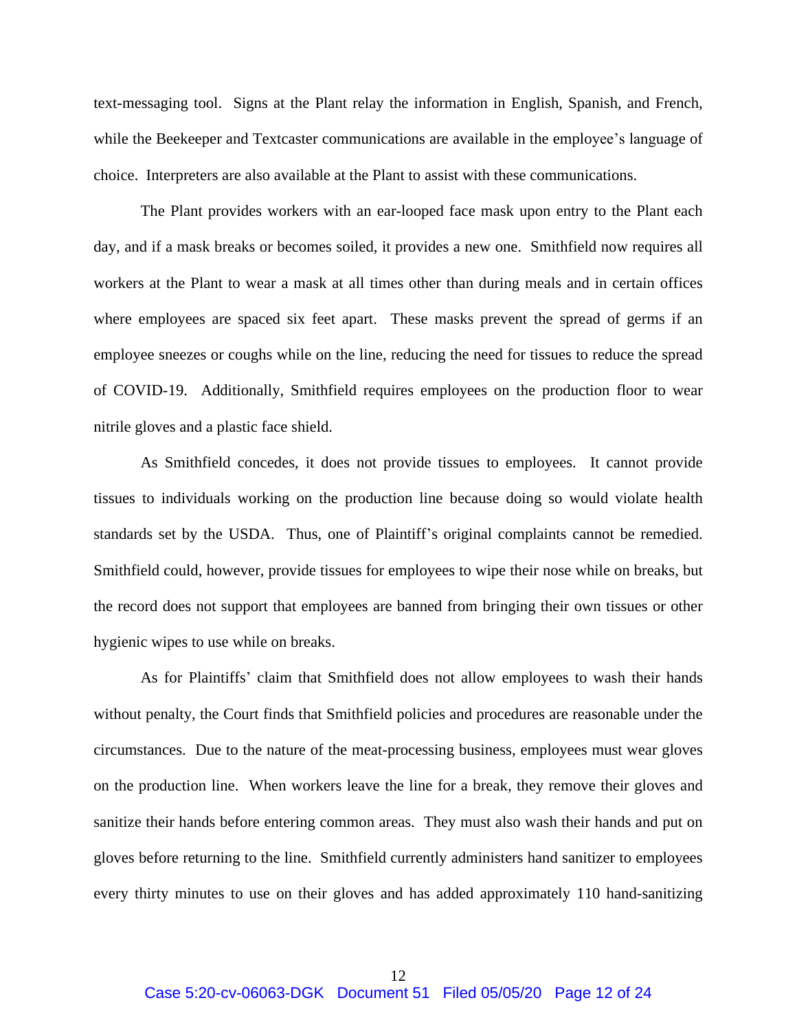text-messaging tool. Signs at the Plant relay the information in English, Spanish, and French, while the Beekeeper and Textcaster communications are available in the employee's language of choice. Interpreters are also available at the Plant to assist with these communications.

The Plant provides workers with an ear-looped face mask upon entry to the Plant each day, and if a mask breaks or becomes soiled, it provides a new one. Smithfield now requires all workers at the Plant to wear a mask at all times other than during meals and in certain offices where employees are spaced six feet apart. These masks prevent the spread of germs if an employee sneezes or coughs while on the line, reducing the need for tissues to reduce the spread of COVID-19. Additionally, Smithfield requires employees on the production floor to wear nitrile gloves and a plastic face shield.

As Smithfield concedes, it does not provide tissues to employees. It cannot provide tissues to individuals working on the production line because doing so would violate health standards set by the USDA. Thus, one of Plaintiff's original complaints cannot be remedied. Smithfield could, however, provide tissues for employees to wipe their nose while on breaks, but the record does not support that employees are banned from bringing their own tissues or other hygienic wipes to use while on breaks.

As for Plaintiffs' claim that Smithfield does not allow employees to wash their hands without penalty, the Court finds that Smithfield policies and procedures are reasonable under the circumstances. Due to the nature of the meat-processing business, employees must wear gloves on the production line. When workers leave the line for a break, they remove their gloves and sanitize their hands before entering common areas. They must also wash their hands and put on gloves before returning to the line. Smithfield currently administers hand sanitizer to employees every thirty minutes to use on their gloves and has added approximately 110 hand-sanitizing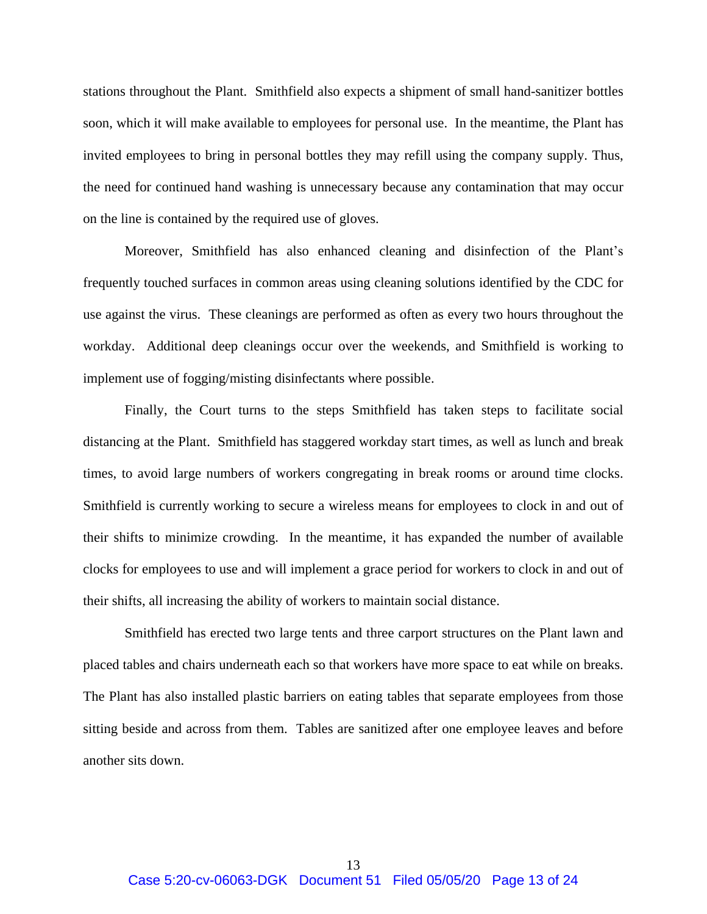stations throughout the Plant. Smithfield also expects a shipment of small hand-sanitizer bottles soon, which it will make available to employees for personal use. In the meantime, the Plant has invited employees to bring in personal bottles they may refill using the company supply. Thus, the need for continued hand washing is unnecessary because any contamination that may occur on the line is contained by the required use of gloves.

Moreover, Smithfield has also enhanced cleaning and disinfection of the Plant's frequently touched surfaces in common areas using cleaning solutions identified by the CDC for use against the virus. These cleanings are performed as often as every two hours throughout the workday. Additional deep cleanings occur over the weekends, and Smithfield is working to implement use of fogging/misting disinfectants where possible.

Finally, the Court turns to the steps Smithfield has taken steps to facilitate social distancing at the Plant. Smithfield has staggered workday start times, as well as lunch and break times, to avoid large numbers of workers congregating in break rooms or around time clocks. Smithfield is currently working to secure a wireless means for employees to clock in and out of their shifts to minimize crowding. In the meantime, it has expanded the number of available clocks for employees to use and will implement a grace period for workers to clock in and out of their shifts, all increasing the ability of workers to maintain social distance.

Smithfield has erected two large tents and three carport structures on the Plant lawn and placed tables and chairs underneath each so that workers have more space to eat while on breaks. The Plant has also installed plastic barriers on eating tables that separate employees from those sitting beside and across from them. Tables are sanitized after one employee leaves and before another sits down.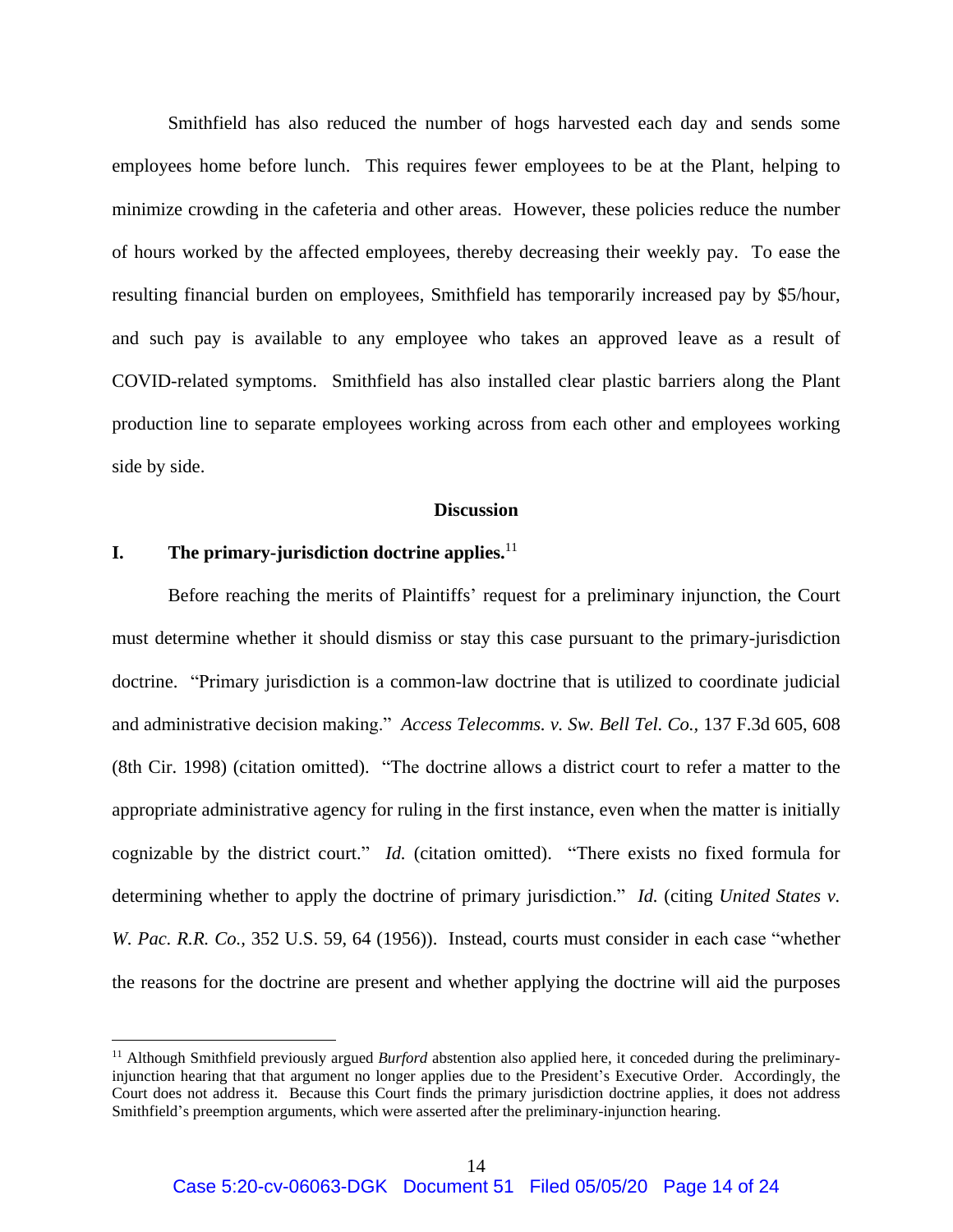Smithfield has also reduced the number of hogs harvested each day and sends some employees home before lunch. This requires fewer employees to be at the Plant, helping to minimize crowding in the cafeteria and other areas. However, these policies reduce the number of hours worked by the affected employees, thereby decreasing their weekly pay. To ease the resulting financial burden on employees, Smithfield has temporarily increased pay by $5/hour, and such pay is available to any employee who takes an approved leave as a result of COVID-related symptoms. Smithfield has also installed clear plastic barriers along the Plant production line to separate employees working across from each other and employees working side by side.

## Discussion

### I. The primary-jurisdiction doctrine applies.[11]

Before reaching the merits of Plaintiffs' request for a preliminary injunction, the Court must determine whether it should dismiss or stay this case pursuant to the primary-jurisdiction doctrine. "Primary jurisdiction is a common-law doctrine that is utilized to coordinate judicial and administrative decision making." *Access Telecomms. v. Sw. Bell Tel. Co.*, 137 F.3d 605, 608 (8th Cir. 1998) (citation omitted). "The doctrine allows a district court to refer a matter to the appropriate administrative agency for ruling in the first instance, even when the matter is initially cognizable by the district court." *Id.* (citation omitted). "There exists no fixed formula for determining whether to apply the doctrine of primary jurisdiction." *Id.* (citing *United States v. W. Pac. R.R. Co.*, 352 U.S. 59, 64 (1956)). Instead, courts must consider in each case "whether the reasons for the doctrine are present and whether applying the doctrine will aid the purposes

[11] Although Smithfield previously argued *Burford* abstention also applied here, it conceded during the preliminary-injunction hearing that that argument no longer applies due to the President's Executive Order. Accordingly, the Court does not address it. Because this Court finds the primary jurisdiction doctrine applies, it does not address Smithfield's preemption arguments, which were asserted after the preliminary-injunction hearing.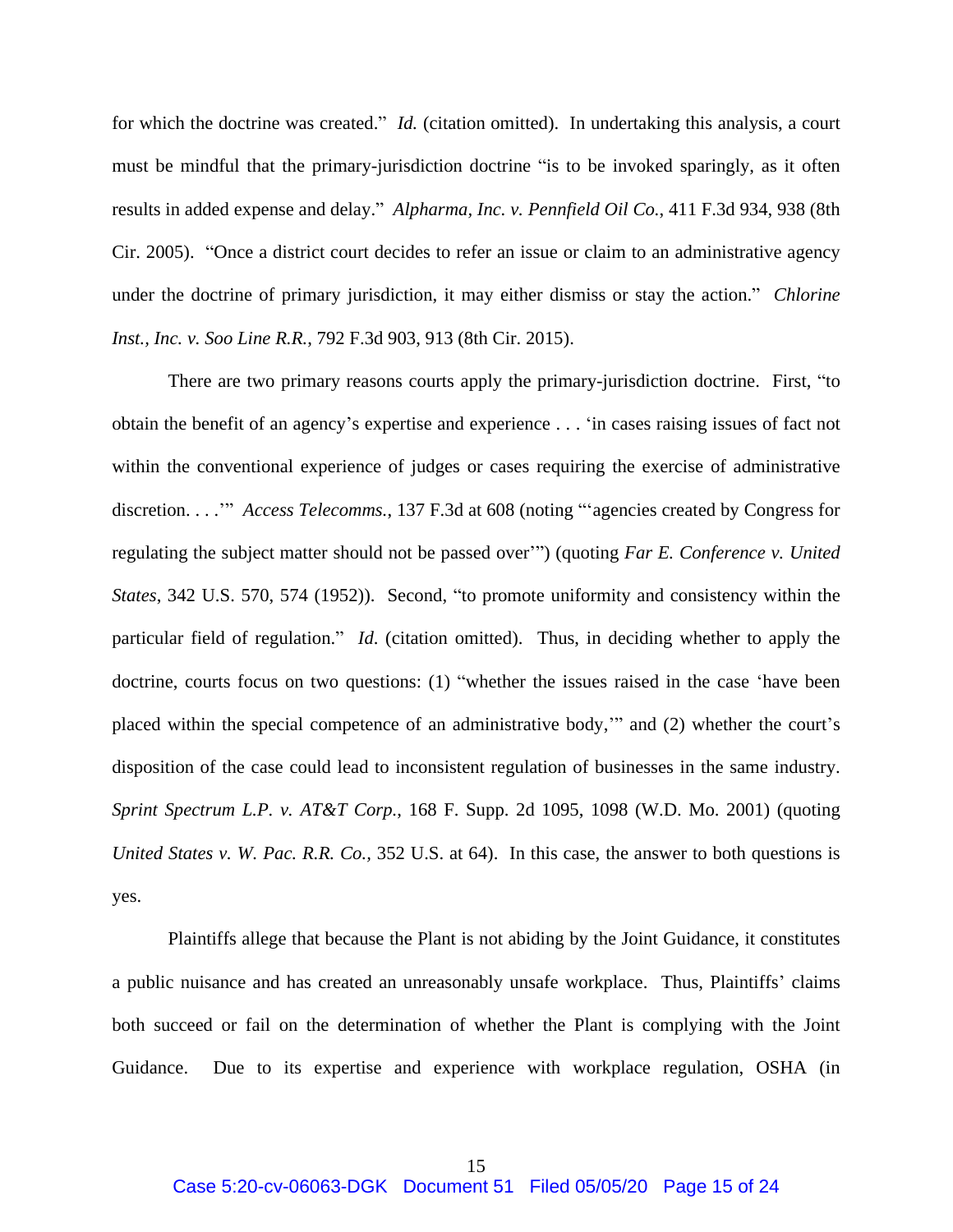for which the doctrine was created." *Id.* (citation omitted). In undertaking this analysis, a court must be mindful that the primary-jurisdiction doctrine "is to be invoked sparingly, as it often results in added expense and delay." *Alpharma, Inc. v. Pennfield Oil Co.*, 411 F.3d 934, 938 (8th Cir. 2005). "Once a district court decides to refer an issue or claim to an administrative agency under the doctrine of primary jurisdiction, it may either dismiss or stay the action." *Chlorine Inst., Inc. v. Soo Line R.R.*, 792 F.3d 903, 913 (8th Cir. 2015).

There are two primary reasons courts apply the primary-jurisdiction doctrine. First, "to obtain the benefit of an agency's expertise and experience . . . 'in cases raising issues of fact not within the conventional experience of judges or cases requiring the exercise of administrative discretion. . . .'" *Access Telecomms.*, 137 F.3d at 608 (noting "'agencies created by Congress for regulating the subject matter should not be passed over'") (quoting *Far E. Conference v. United States*, 342 U.S. 570, 574 (1952)). Second, "to promote uniformity and consistency within the particular field of regulation." *Id*. (citation omitted). Thus, in deciding whether to apply the doctrine, courts focus on two questions: (1) "whether the issues raised in the case 'have been placed within the special competence of an administrative body,'" and (2) whether the court's disposition of the case could lead to inconsistent regulation of businesses in the same industry. *Sprint Spectrum L.P. v. AT&T Corp.*, 168 F. Supp. 2d 1095, 1098 (W.D. Mo. 2001) (quoting *United States v. W. Pac. R.R. Co.*, 352 U.S. at 64). In this case, the answer to both questions is yes.

Plaintiffs allege that because the Plant is not abiding by the Joint Guidance, it constitutes a public nuisance and has created an unreasonably unsafe workplace. Thus, Plaintiffs' claims both succeed or fail on the determination of whether the Plant is complying with the Joint Guidance. Due to its expertise and experience with workplace regulation, OSHA (in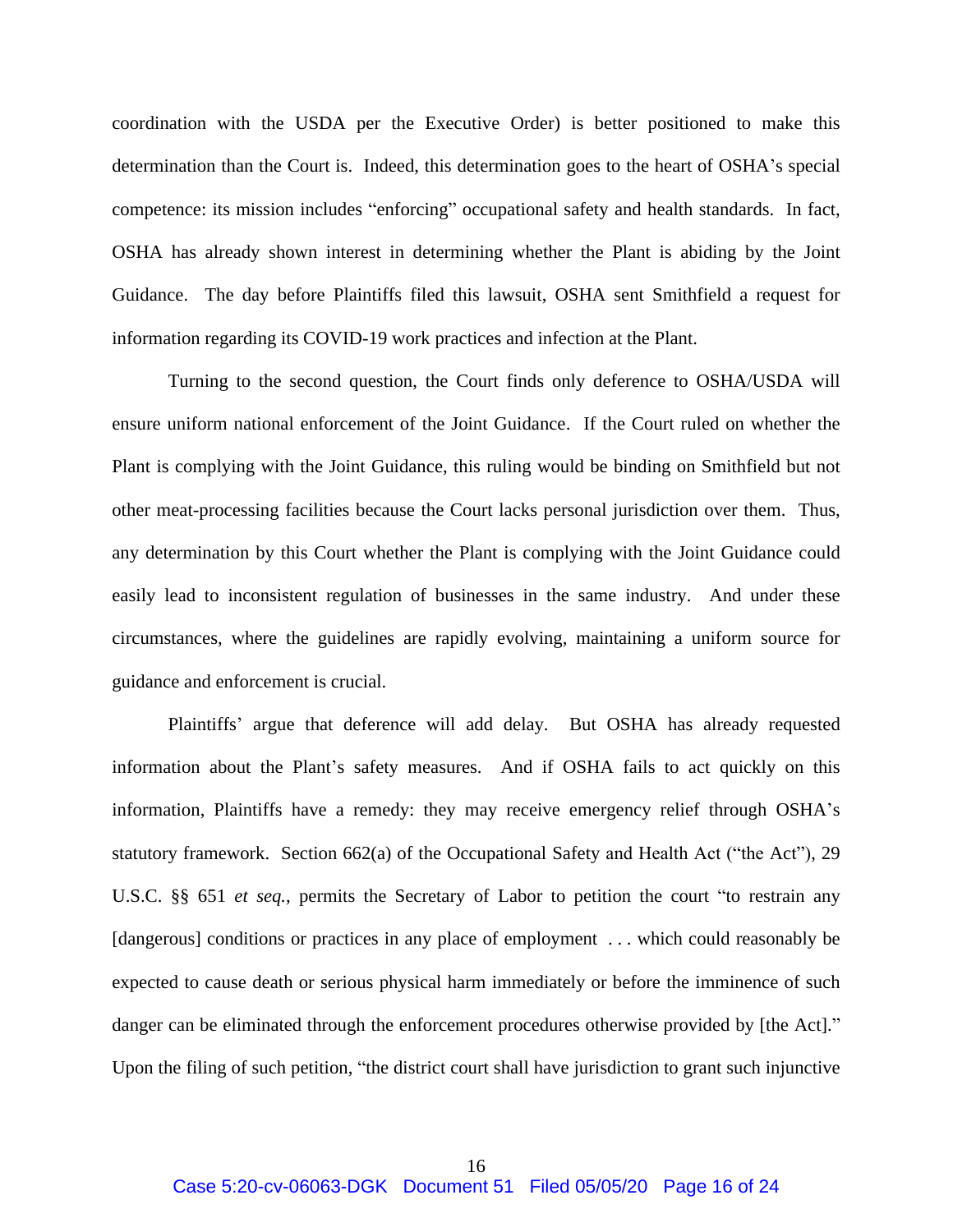coordination with the USDA per the Executive Order) is better positioned to make this determination than the Court is. Indeed, this determination goes to the heart of OSHA's special competence: its mission includes "enforcing" occupational safety and health standards. In fact, OSHA has already shown interest in determining whether the Plant is abiding by the Joint Guidance. The day before Plaintiffs filed this lawsuit, OSHA sent Smithfield a request for information regarding its COVID-19 work practices and infection at the Plant.

Turning to the second question, the Court finds only deference to OSHA/USDA will ensure uniform national enforcement of the Joint Guidance. If the Court ruled on whether the Plant is complying with the Joint Guidance, this ruling would be binding on Smithfield but not other meat-processing facilities because the Court lacks personal jurisdiction over them. Thus, any determination by this Court whether the Plant is complying with the Joint Guidance could easily lead to inconsistent regulation of businesses in the same industry. And under these circumstances, where the guidelines are rapidly evolving, maintaining a uniform source for guidance and enforcement is crucial.

Plaintiffs' argue that deference will add delay. But OSHA has already requested information about the Plant's safety measures. And if OSHA fails to act quickly on this information, Plaintiffs have a remedy: they may receive emergency relief through OSHA's statutory framework. Section 662(a) of the Occupational Safety and Health Act ("the Act"), 29 U.S.C. §§ 651 *et seq.*, permits the Secretary of Labor to petition the court "to restrain any [dangerous] conditions or practices in any place of employment . . . which could reasonably be expected to cause death or serious physical harm immediately or before the imminence of such danger can be eliminated through the enforcement procedures otherwise provided by [the Act]." Upon the filing of such petition, "the district court shall have jurisdiction to grant such injunctive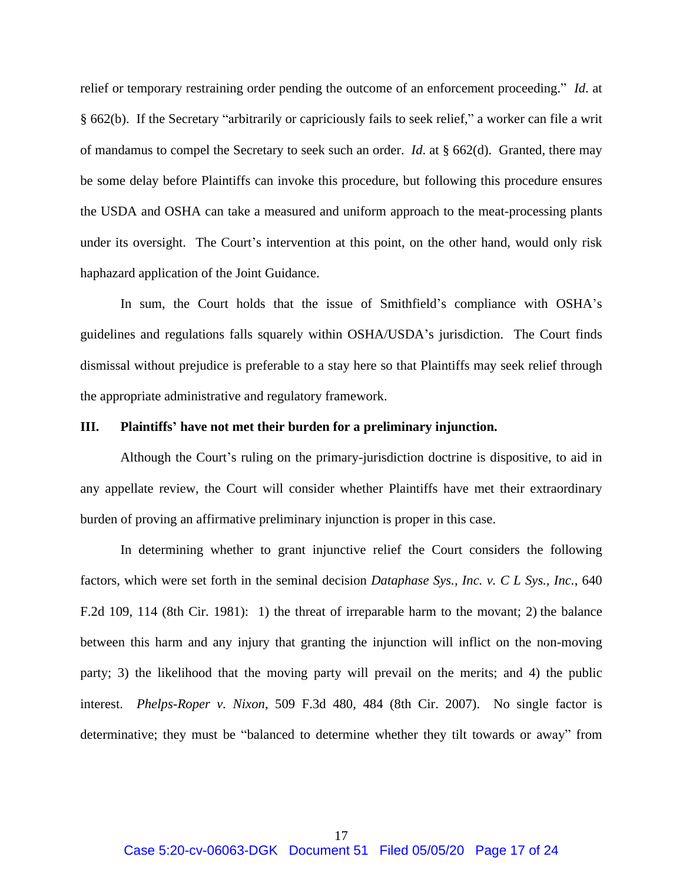relief or temporary restraining order pending the outcome of an enforcement proceeding." *Id*. at § 662(b). If the Secretary "arbitrarily or capriciously fails to seek relief," a worker can file a writ of mandamus to compel the Secretary to seek such an order. *Id*. at § 662(d). Granted, there may be some delay before Plaintiffs can invoke this procedure, but following this procedure ensures the USDA and OSHA can take a measured and uniform approach to the meat-processing plants under its oversight. The Court's intervention at this point, on the other hand, would only risk haphazard application of the Joint Guidance.

In sum, the Court holds that the issue of Smithfield's compliance with OSHA's guidelines and regulations falls squarely within OSHA/USDA's jurisdiction. The Court finds dismissal without prejudice is preferable to a stay here so that Plaintiffs may seek relief through the appropriate administrative and regulatory framework.

## III. Plaintiffs' have not met their burden for a preliminary injunction.

Although the Court's ruling on the primary-jurisdiction doctrine is dispositive, to aid in any appellate review, the Court will consider whether Plaintiffs have met their extraordinary burden of proving an affirmative preliminary injunction is proper in this case.

In determining whether to grant injunctive relief the Court considers the following factors, which were set forth in the seminal decision *Dataphase Sys., Inc. v. C L Sys., Inc.*, 640 F.2d 109, 114 (8th Cir. 1981): 1) the threat of irreparable harm to the movant; 2) the balance between this harm and any injury that granting the injunction will inflict on the non-moving party; 3) the likelihood that the moving party will prevail on the merits; and 4) the public interest. *Phelps-Roper v. Nixon*, 509 F.3d 480, 484 (8th Cir. 2007). No single factor is determinative; they must be "balanced to determine whether they tilt towards or away" from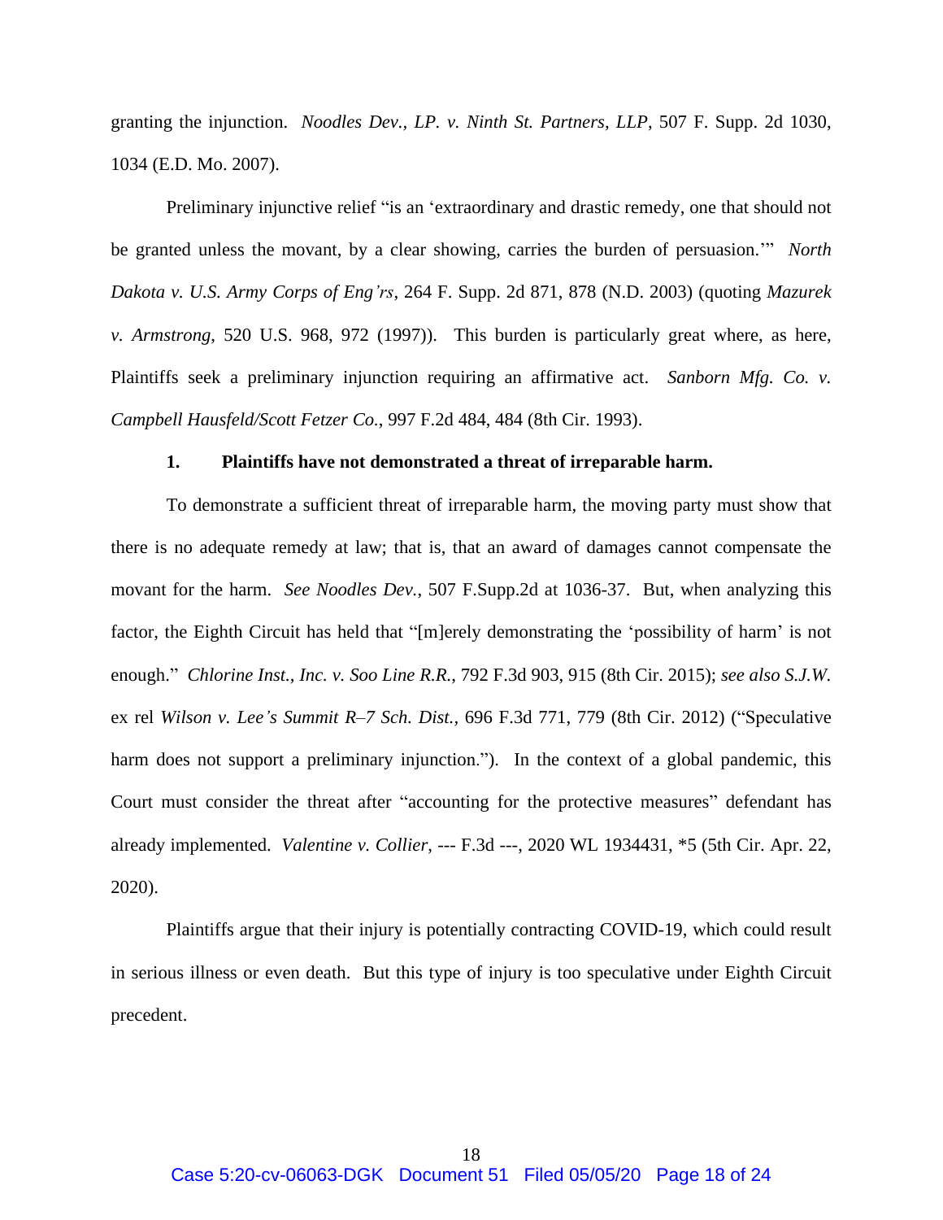granting the injunction. *Noodles Dev., LP. v. Ninth St. Partners, LLP*, 507 F. Supp. 2d 1030, 1034 (E.D. Mo. 2007).

Preliminary injunctive relief "is an 'extraordinary and drastic remedy, one that should not be granted unless the movant, by a clear showing, carries the burden of persuasion.'" *North Dakota v. U.S. Army Corps of Eng'rs*, 264 F. Supp. 2d 871, 878 (N.D. 2003) (quoting *Mazurek v. Armstrong*, 520 U.S. 968, 972 (1997)). This burden is particularly great where, as here, Plaintiffs seek a preliminary injunction requiring an affirmative act. *Sanborn Mfg. Co. v. Campbell Hausfeld/Scott Fetzer Co.*, 997 F.2d 484, 484 (8th Cir. 1993).

**1. Plaintiffs have not demonstrated a threat of irreparable harm.**

To demonstrate a sufficient threat of irreparable harm, the moving party must show that there is no adequate remedy at law; that is, that an award of damages cannot compensate the movant for the harm. *See Noodles Dev.*, 507 F.Supp.2d at 1036-37. But, when analyzing this factor, the Eighth Circuit has held that "[m]erely demonstrating the 'possibility of harm' is not enough." *Chlorine Inst., Inc. v. Soo Line R.R.*, 792 F.3d 903, 915 (8th Cir. 2015); *see also S.J.W.* ex rel *Wilson v. Lee's Summit R–7 Sch. Dist.*, 696 F.3d 771, 779 (8th Cir. 2012) ("Speculative harm does not support a preliminary injunction."). In the context of a global pandemic, this Court must consider the threat after "accounting for the protective measures" defendant has already implemented. *Valentine v. Collier*, --- F.3d ---, 2020 WL 1934431, *5 (5th Cir. Apr. 22, 2020).

Plaintiffs argue that their injury is potentially contracting COVID-19, which could result in serious illness or even death. But this type of injury is too speculative under Eighth Circuit precedent.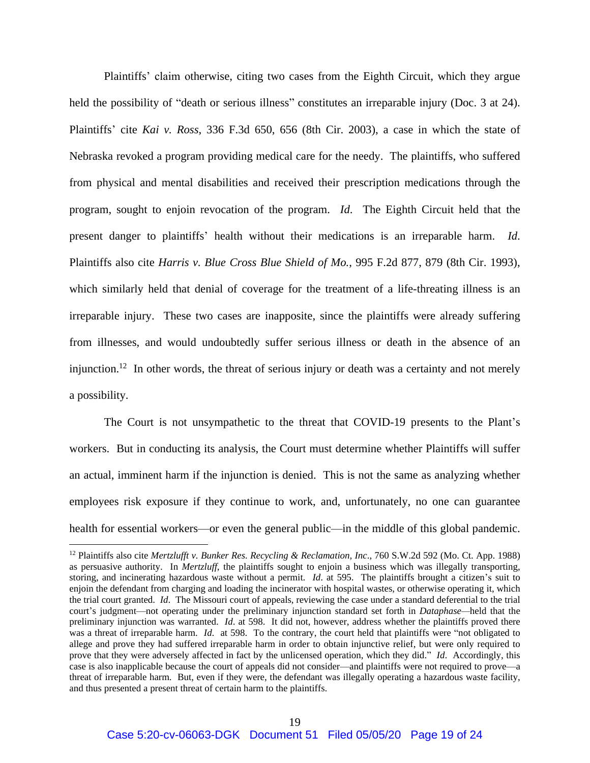Plaintiffs' claim otherwise, citing two cases from the Eighth Circuit, which they argue held the possibility of "death or serious illness" constitutes an irreparable injury (Doc. 3 at 24). Plaintiffs' cite *Kai v. Ross*, 336 F.3d 650, 656 (8th Cir. 2003), a case in which the state of Nebraska revoked a program providing medical care for the needy. The plaintiffs, who suffered from physical and mental disabilities and received their prescription medications through the program, sought to enjoin revocation of the program. *Id.* The Eighth Circuit held that the present danger to plaintiffs' health without their medications is an irreparable harm. *Id.* Plaintiffs also cite *Harris v. Blue Cross Blue Shield of Mo.*, 995 F.2d 877, 879 (8th Cir. 1993), which similarly held that denial of coverage for the treatment of a life-threating illness is an irreparable injury. These two cases are inapposite, since the plaintiffs were already suffering from illnesses, and would undoubtedly suffer serious illness or death in the absence of an injunction.[12] In other words, the threat of serious injury or death was a certainty and not merely a possibility.

The Court is not unsympathetic to the threat that COVID-19 presents to the Plant's workers. But in conducting its analysis, the Court must determine whether Plaintiffs will suffer an actual, imminent harm if the injunction is denied. This is not the same as analyzing whether employees risk exposure if they continue to work, and, unfortunately, no one can guarantee health for essential workers—or even the general public—in the middle of this global pandemic.

---

[12] Plaintiffs also cite *Mertzlufft v. Bunker Res. Recycling & Reclamation, Inc*., 760 S.W.2d 592 (Mo. Ct. App. 1988) as persuasive authority. In *Mertzluff*, the plaintiffs sought to enjoin a business which was illegally transporting, storing, and incinerating hazardous waste without a permit. *Id*. at 595. The plaintiffs brought a citizen's suit to enjoin the defendant from charging and loading the incinerator with hospital wastes, or otherwise operating it, which the trial court granted. *Id*. The Missouri court of appeals, reviewing the case under a standard deferential to the trial court's judgment—not operating under the preliminary injunction standard set forth in *Dataphase*—held that the preliminary injunction was warranted. *Id*. at 598. It did not, however, address whether the plaintiffs proved there was a threat of irreparable harm. *Id*. at 598. To the contrary, the court held that plaintiffs were "not obligated to allege and prove they had suffered irreparable harm in order to obtain injunctive relief, but were only required to prove that they were adversely affected in fact by the unlicensed operation, which they did." *Id*. Accordingly, this case is also inapplicable because the court of appeals did not consider—and plaintiffs were not required to prove—a threat of irreparable harm. But, even if they were, the defendant was illegally operating a hazardous waste facility, and thus presented a present threat of certain harm to the plaintiffs.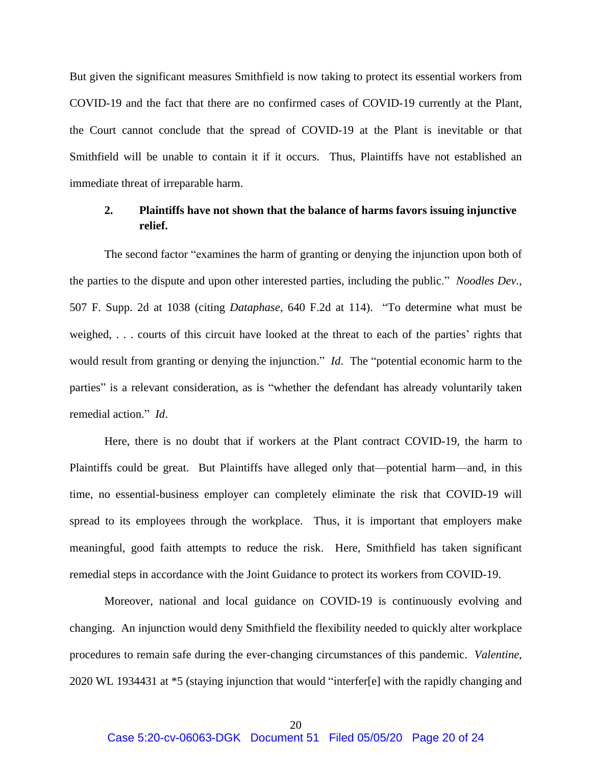But given the significant measures Smithfield is now taking to protect its essential workers from COVID-19 and the fact that there are no confirmed cases of COVID-19 currently at the Plant, the Court cannot conclude that the spread of COVID-19 at the Plant is inevitable or that Smithfield will be unable to contain it if it occurs. Thus, Plaintiffs have not established an immediate threat of irreparable harm.

### 2. Plaintiffs have not shown that the balance of harms favors issuing injunctive relief.

The second factor "examines the harm of granting or denying the injunction upon both of the parties to the dispute and upon other interested parties, including the public." *Noodles Dev.*, 507 F. Supp. 2d at 1038 (citing *Dataphase*, 640 F.2d at 114). "To determine what must be weighed, . . . courts of this circuit have looked at the threat to each of the parties' rights that would result from granting or denying the injunction." *Id*. The "potential economic harm to the parties" is a relevant consideration, as is "whether the defendant has already voluntarily taken remedial action." *Id*.

Here, there is no doubt that if workers at the Plant contract COVID-19, the harm to Plaintiffs could be great. But Plaintiffs have alleged only that—potential harm—and, in this time, no essential-business employer can completely eliminate the risk that COVID-19 will spread to its employees through the workplace. Thus, it is important that employers make meaningful, good faith attempts to reduce the risk. Here, Smithfield has taken significant remedial steps in accordance with the Joint Guidance to protect its workers from COVID-19.

Moreover, national and local guidance on COVID-19 is continuously evolving and changing. An injunction would deny Smithfield the flexibility needed to quickly alter workplace procedures to remain safe during the ever-changing circumstances of this pandemic. *Valentine*, 2020 WL 1934431 at *5 (staying injunction that would "interfer[e] with the rapidly changing and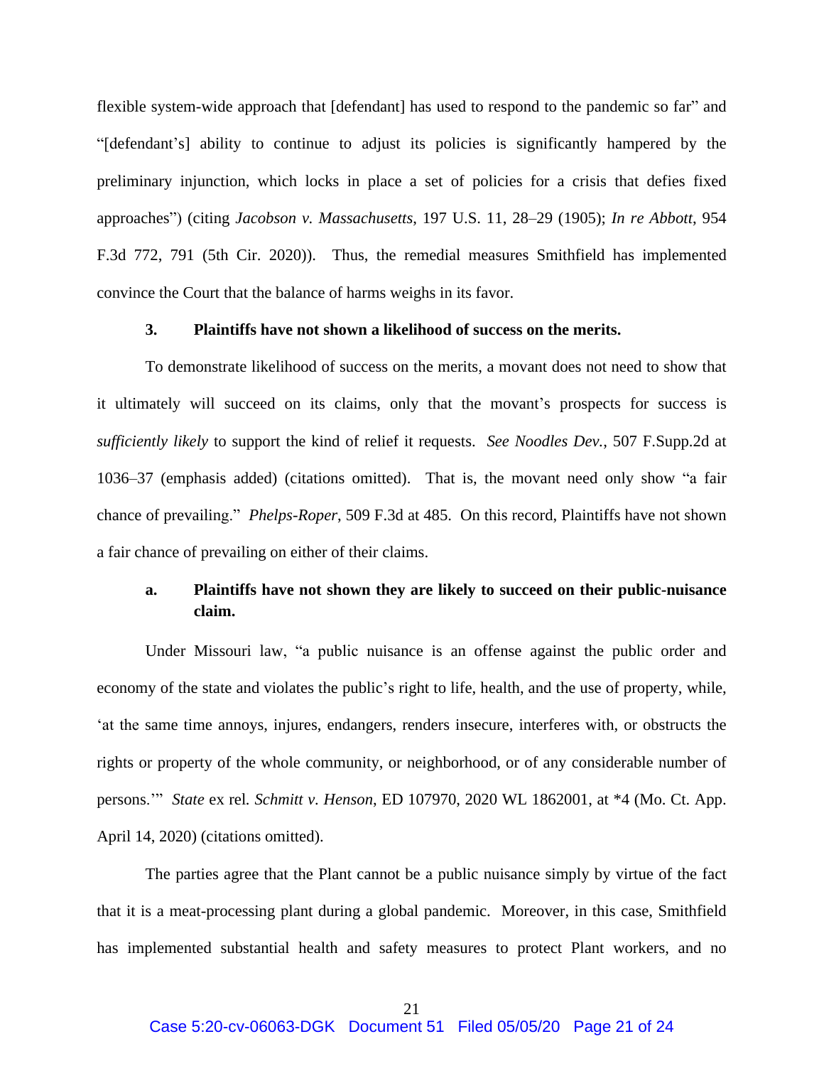flexible system-wide approach that [defendant] has used to respond to the pandemic so far" and "[defendant's] ability to continue to adjust its policies is significantly hampered by the preliminary injunction, which locks in place a set of policies for a crisis that defies fixed approaches") (citing *Jacobson v. Massachusetts*, 197 U.S. 11, 28–29 (1905); *In re Abbott*, 954 F.3d 772, 791 (5th Cir. 2020)). Thus, the remedial measures Smithfield has implemented convince the Court that the balance of harms weighs in its favor.

### 3. Plaintiffs have not shown a likelihood of success on the merits.

To demonstrate likelihood of success on the merits, a movant does not need to show that it ultimately will succeed on its claims, only that the movant's prospects for success is *sufficiently likely* to support the kind of relief it requests. *See Noodles Dev.*, 507 F.Supp.2d at 1036–37 (emphasis added) (citations omitted). That is, the movant need only show "a fair chance of prevailing." *Phelps-Roper*, 509 F.3d at 485. On this record, Plaintiffs have not shown a fair chance of prevailing on either of their claims.

#### a. Plaintiffs have not shown they are likely to succeed on their public-nuisance claim.

Under Missouri law, "a public nuisance is an offense against the public order and economy of the state and violates the public's right to life, health, and the use of property, while, 'at the same time annoys, injures, endangers, renders insecure, interferes with, or obstructs the rights or property of the whole community, or neighborhood, or of any considerable number of persons.'" *State* ex rel. *Schmitt v. Henson*, ED 107970, 2020 WL 1862001, at *4 (Mo. Ct. App. April 14, 2020) (citations omitted).

The parties agree that the Plant cannot be a public nuisance simply by virtue of the fact that it is a meat-processing plant during a global pandemic. Moreover, in this case, Smithfield has implemented substantial health and safety measures to protect Plant workers, and no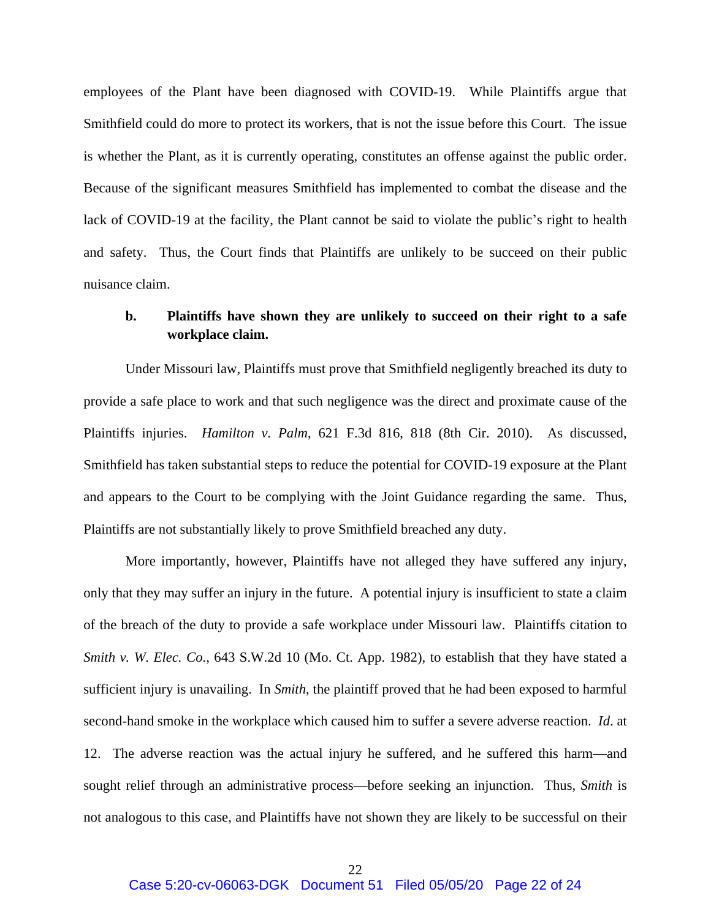employees of the Plant have been diagnosed with COVID-19. While Plaintiffs argue that Smithfield could do more to protect its workers, that is not the issue before this Court. The issue is whether the Plant, as it is currently operating, constitutes an offense against the public order. Because of the significant measures Smithfield has implemented to combat the disease and the lack of COVID-19 at the facility, the Plant cannot be said to violate the public's right to health and safety. Thus, the Court finds that Plaintiffs are unlikely to be succeed on their public nuisance claim.

**b. Plaintiffs have shown they are unlikely to succeed on their right to a safe workplace claim.**

Under Missouri law, Plaintiffs must prove that Smithfield negligently breached its duty to provide a safe place to work and that such negligence was the direct and proximate cause of the Plaintiffs injuries. *Hamilton v. Palm*, 621 F.3d 816, 818 (8th Cir. 2010). As discussed, Smithfield has taken substantial steps to reduce the potential for COVID-19 exposure at the Plant and appears to the Court to be complying with the Joint Guidance regarding the same. Thus, Plaintiffs are not substantially likely to prove Smithfield breached any duty.

More importantly, however, Plaintiffs have not alleged they have suffered any injury, only that they may suffer an injury in the future. A potential injury is insufficient to state a claim of the breach of the duty to provide a safe workplace under Missouri law. Plaintiffs citation to *Smith v. W. Elec. Co.*, 643 S.W.2d 10 (Mo. Ct. App. 1982), to establish that they have stated a sufficient injury is unavailing. In *Smith*, the plaintiff proved that he had been exposed to harmful second-hand smoke in the workplace which caused him to suffer a severe adverse reaction. *Id*. at 12. The adverse reaction was the actual injury he suffered, and he suffered this harm—and sought relief through an administrative process—before seeking an injunction. Thus, *Smith* is not analogous to this case, and Plaintiffs have not shown they are likely to be successful on their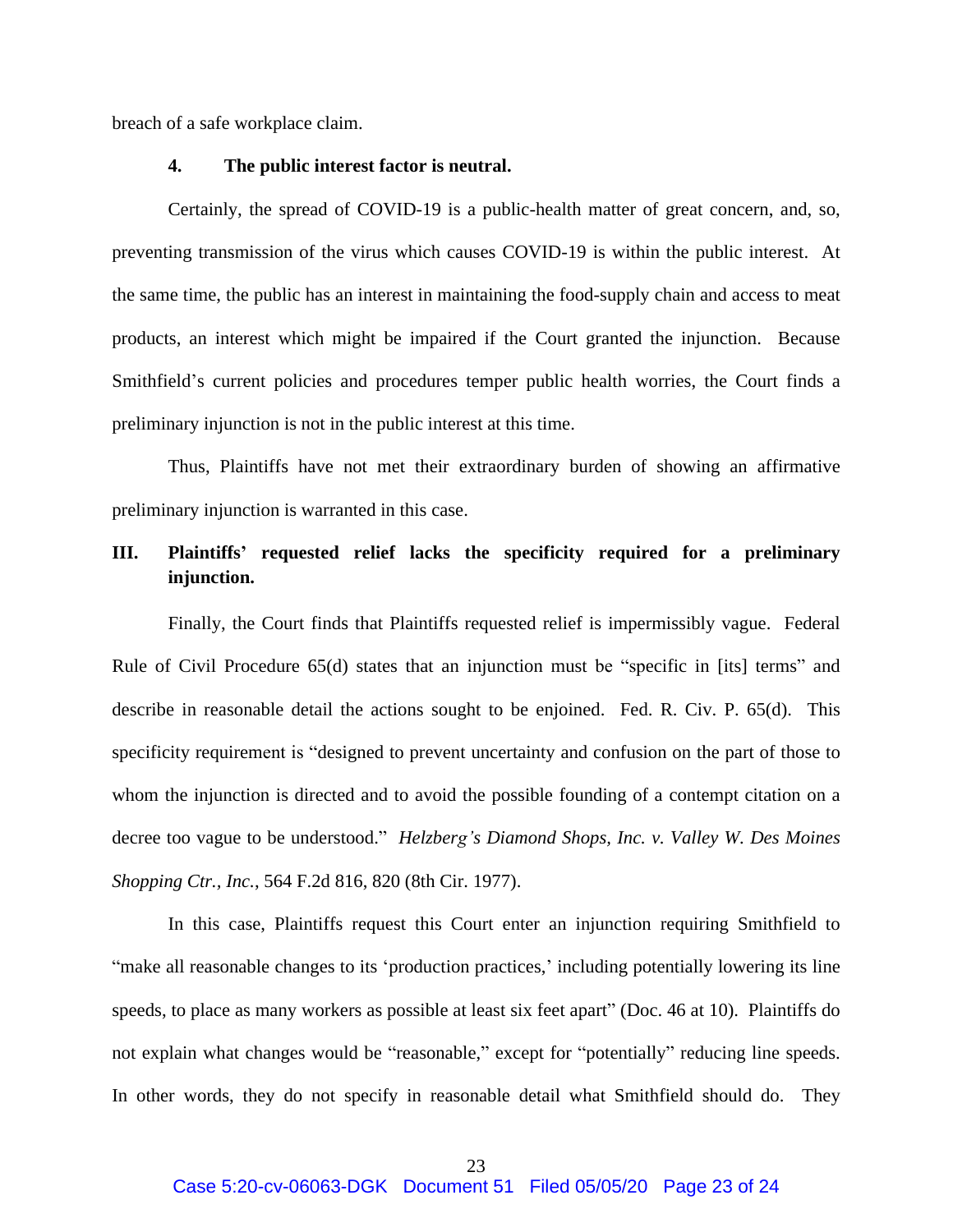breach of a safe workplace claim.

#### 4. The public interest factor is neutral.

Certainly, the spread of COVID-19 is a public-health matter of great concern, and, so, preventing transmission of the virus which causes COVID-19 is within the public interest. At the same time, the public has an interest in maintaining the food-supply chain and access to meat products, an interest which might be impaired if the Court granted the injunction. Because Smithfield's current policies and procedures temper public health worries, the Court finds a preliminary injunction is not in the public interest at this time.

Thus, Plaintiffs have not met their extraordinary burden of showing an affirmative preliminary injunction is warranted in this case.

## III. Plaintiffs' requested relief lacks the specificity required for a preliminary injunction.

Finally, the Court finds that Plaintiffs requested relief is impermissibly vague. Federal Rule of Civil Procedure 65(d) states that an injunction must be "specific in [its] terms" and describe in reasonable detail the actions sought to be enjoined. Fed. R. Civ. P. 65(d). This specificity requirement is "designed to prevent uncertainty and confusion on the part of those to whom the injunction is directed and to avoid the possible founding of a contempt citation on a decree too vague to be understood." *Helzberg's Diamond Shops, Inc. v. Valley W. Des Moines Shopping Ctr., Inc.*, 564 F.2d 816, 820 (8th Cir. 1977).

In this case, Plaintiffs request this Court enter an injunction requiring Smithfield to "make all reasonable changes to its 'production practices,' including potentially lowering its line speeds, to place as many workers as possible at least six feet apart" (Doc. 46 at 10). Plaintiffs do not explain what changes would be "reasonable," except for "potentially" reducing line speeds. In other words, they do not specify in reasonable detail what Smithfield should do. They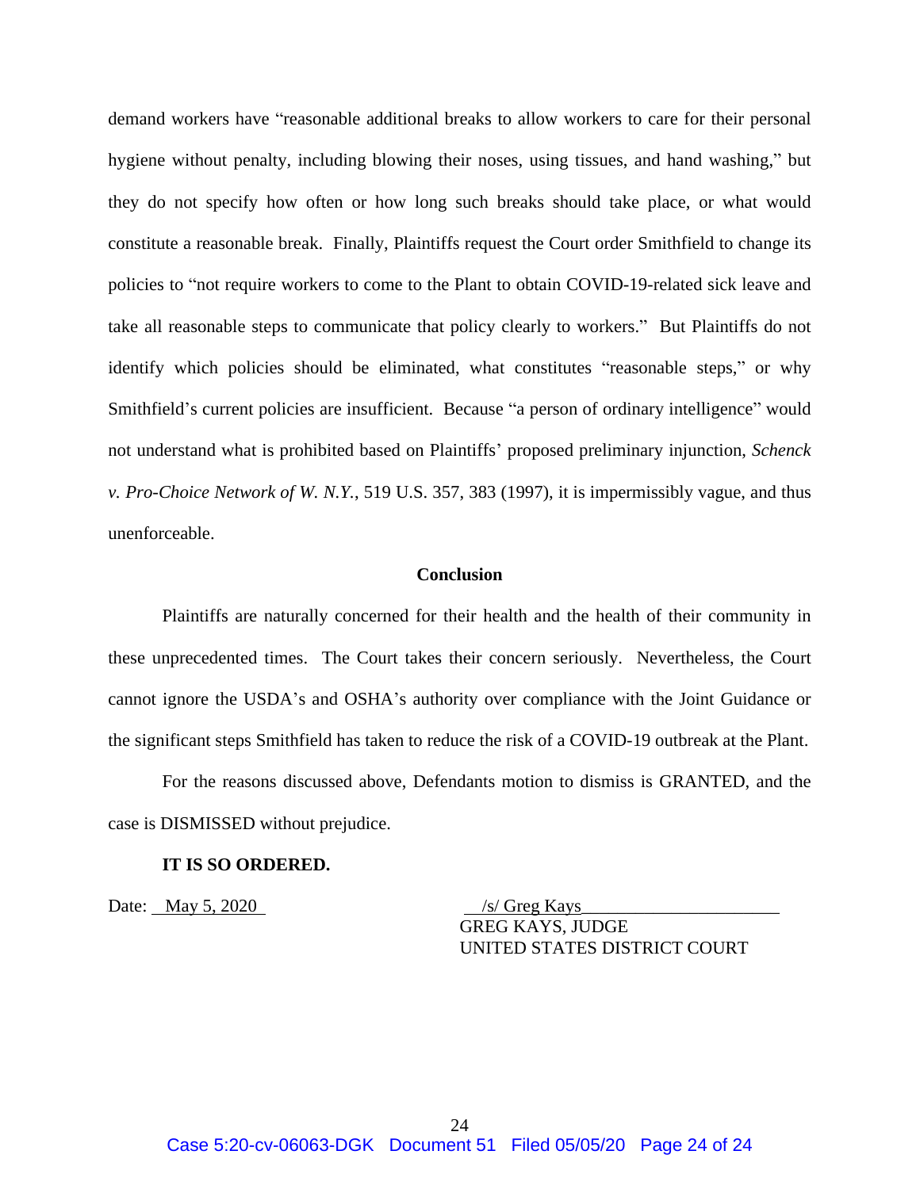demand workers have "reasonable additional breaks to allow workers to care for their personal hygiene without penalty, including blowing their noses, using tissues, and hand washing," but they do not specify how often or how long such breaks should take place, or what would constitute a reasonable break. Finally, Plaintiffs request the Court order Smithfield to change its policies to "not require workers to come to the Plant to obtain COVID-19-related sick leave and take all reasonable steps to communicate that policy clearly to workers." But Plaintiffs do not identify which policies should be eliminated, what constitutes "reasonable steps," or why Smithfield's current policies are insufficient. Because "a person of ordinary intelligence" would not understand what is prohibited based on Plaintiffs' proposed preliminary injunction, *Schenck v. Pro-Choice Network of W. N.Y.*, 519 U.S. 357, 383 (1997), it is impermissibly vague, and thus unenforceable.

**Conclusion**

Plaintiffs are naturally concerned for their health and the health of their community in these unprecedented times. The Court takes their concern seriously. Nevertheless, the Court cannot ignore the USDA's and OSHA's authority over compliance with the Joint Guidance or the significant steps Smithfield has taken to reduce the risk of a COVID-19 outbreak at the Plant.

For the reasons discussed above, Defendants motion to dismiss is GRANTED, and the case is DISMISSED without prejudice.

**IT IS SO ORDERED.**

Date: May 5, 2020

/s/ Greg Kays
GREG KAYS, JUDGE
UNITED STATES DISTRICT COURT